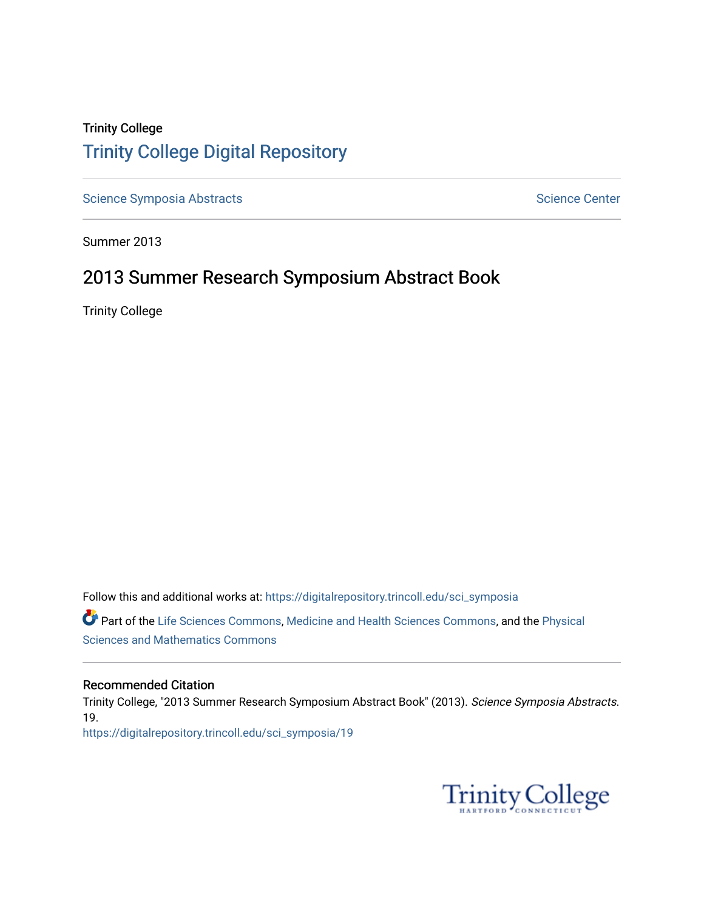Trinity College

# Trinity College Digital Repository

Science Symposia Abstracts

Science Center

Summer 2013

## 2013 Summer Research Symposium Abstract Book

Trinity College

Follow this and additional works at: https://digitalrepository.trincoll.edu/sci_symposia

Part of the Life Sciences Commons, Medicine and Health Sciences Commons, and the Physical Sciences and Mathematics Commons

### Recommended Citation

Trinity College, "2013 Summer Research Symposium Abstract Book" (2013). *Science Symposia Abstracts*. 19.
https://digitalrepository.trincoll.edu/sci_symposia/19

Trinity College
HARTFORD CONNECTICUT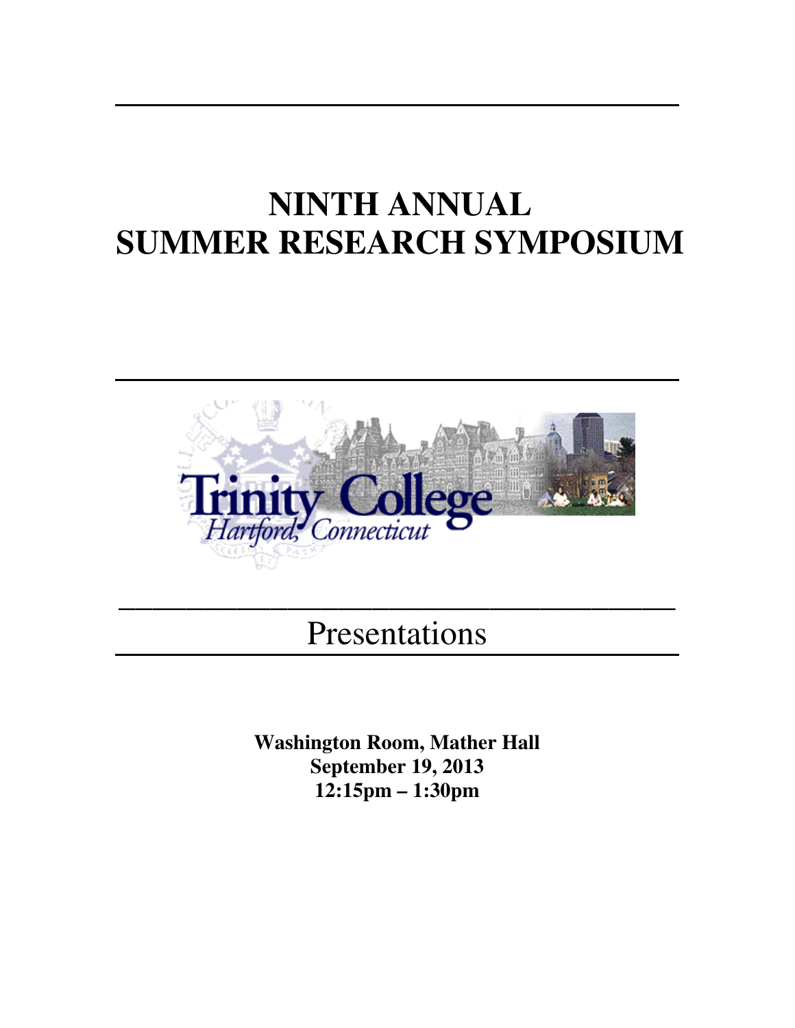# NINTH ANNUAL SUMMER RESEARCH SYMPOSIUM

Presentations

**Washington Room, Mather Hall**
**September 19, 2013**
**12:15pm – 1:30pm**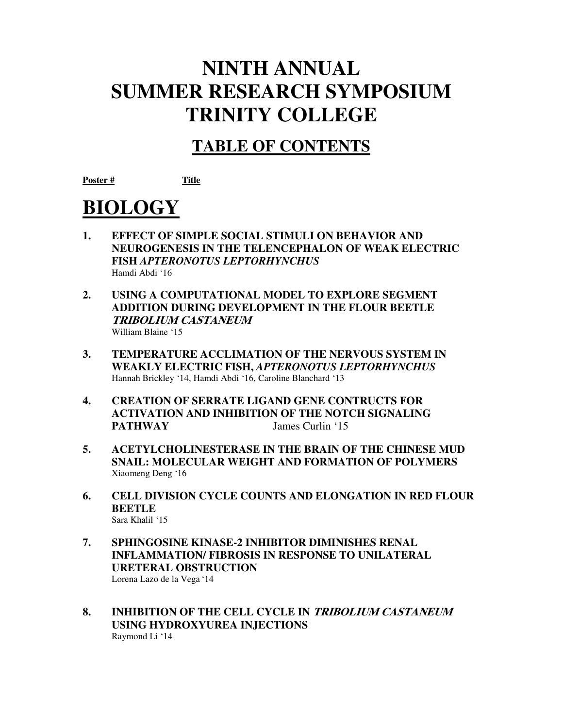# NINTH ANNUAL SUMMER RESEARCH SYMPOSIUM TRINITY COLLEGE

## TABLE OF CONTENTS

**Poster #** **Title**

# BIOLOGY

1. **EFFECT OF SIMPLE SOCIAL STIMULI ON BEHAVIOR AND NEUROGENESIS IN THE TELENCEPHALON OF WEAK ELECTRIC FISH *APTERONOTUS LEPTORHYNCHUS***
   Hamdi Abdi '16

2. **USING A COMPUTATIONAL MODEL TO EXPLORE SEGMENT ADDITION DURING DEVELOPMENT IN THE FLOUR BEETLE *TRIBOLIUM CASTANEUM***
   William Blaine '15

3. **TEMPERATURE ACCLIMATION OF THE NERVOUS SYSTEM IN WEAKLY ELECTRIC FISH, *APTERONOTUS LEPTORHYNCHUS***
   Hannah Brickley '14, Hamdi Abdi '16, Caroline Blanchard '13

4. **CREATION OF SERRATE LIGAND GENE CONTRUCTS FOR ACTIVATION AND INHIBITION OF THE NOTCH SIGNALING PATHWAY** James Curlin '15

5. **ACETYLCHOLINESTERASE IN THE BRAIN OF THE CHINESE MUD SNAIL: MOLECULAR WEIGHT AND FORMATION OF POLYMERS**
   Xiaomeng Deng '16

6. **CELL DIVISION CYCLE COUNTS AND ELONGATION IN RED FLOUR BEETLE**
   Sara Khalil '15

7. **SPHINGOSINE KINASE-2 INHIBITOR DIMINISHES RENAL INFLAMMATION/ FIBROSIS IN RESPONSE TO UNILATERAL URETERAL OBSTRUCTION**
   Lorena Lazo de la Vega '14

8. **INHIBITION OF THE CELL CYCLE IN *TRIBOLIUM CASTANEUM* USING HYDROXYUREA INJECTIONS**
   Raymond Li '14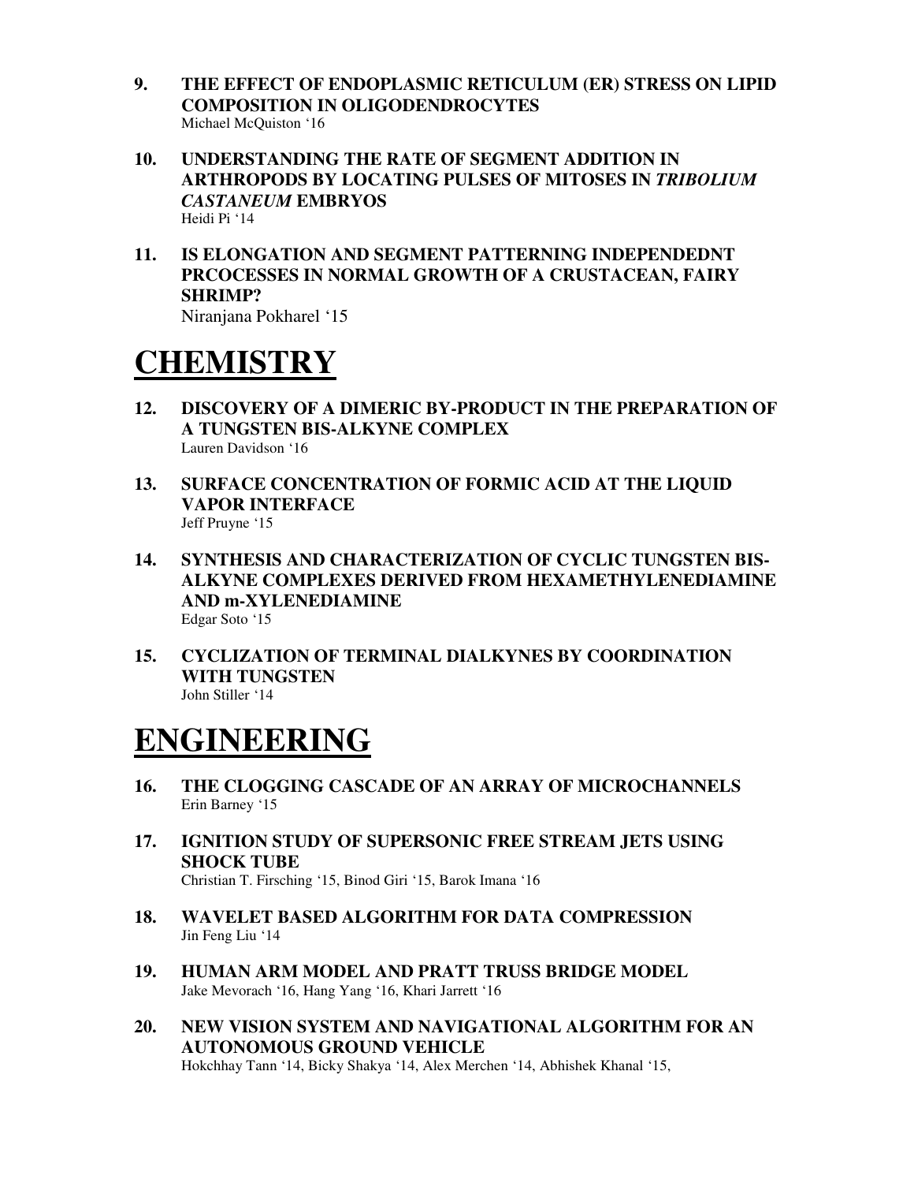9. **THE EFFECT OF ENDOPLASMIC RETICULUM (ER) STRESS ON LIPID COMPOSITION IN OLIGODENDROCYTES**
   Michael McQuiston '16

10. **UNDERSTANDING THE RATE OF SEGMENT ADDITION IN ARTHROPODS BY LOCATING PULSES OF MITOSES IN *TRIBOLIUM CASTANEUM* EMBRYOS**
    Heidi Pi '14

11. **IS ELONGATION AND SEGMENT PATTERNING INDEPENDEDNT PRCOCESSES IN NORMAL GROWTH OF A CRUSTACEAN, FAIRY SHRIMP?**
    Niranjana Pokharel '15

# CHEMISTRY

12. **DISCOVERY OF A DIMERIC BY-PRODUCT IN THE PREPARATION OF A TUNGSTEN BIS-ALKYNE COMPLEX**
    Lauren Davidson '16

13. **SURFACE CONCENTRATION OF FORMIC ACID AT THE LIQUID VAPOR INTERFACE**
    Jeff Pruyne '15

14. **SYNTHESIS AND CHARACTERIZATION OF CYCLIC TUNGSTEN BIS-ALKYNE COMPLEXES DERIVED FROM HEXAMETHYLENEDIAMINE AND m-XYLENEDIAMINE**
    Edgar Soto '15

15. **CYCLIZATION OF TERMINAL DIALKYNES BY COORDINATION WITH TUNGSTEN**
    John Stiller '14

# ENGINEERING

16. **THE CLOGGING CASCADE OF AN ARRAY OF MICROCHANNELS**
    Erin Barney '15

17. **IGNITION STUDY OF SUPERSONIC FREE STREAM JETS USING SHOCK TUBE**
    Christian T. Firsching '15, Binod Giri '15, Barok Imana '16

18. **WAVELET BASED ALGORITHM FOR DATA COMPRESSION**
    Jin Feng Liu '14

19. **HUMAN ARM MODEL AND PRATT TRUSS BRIDGE MODEL**
    Jake Mevorach '16, Hang Yang '16, Khari Jarrett '16

20. **NEW VISION SYSTEM AND NAVIGATIONAL ALGORITHM FOR AN AUTONOMOUS GROUND VEHICLE**
    Hokchhay Tann '14, Bicky Shakya '14, Alex Merchen '14, Abhishek Khanal '15,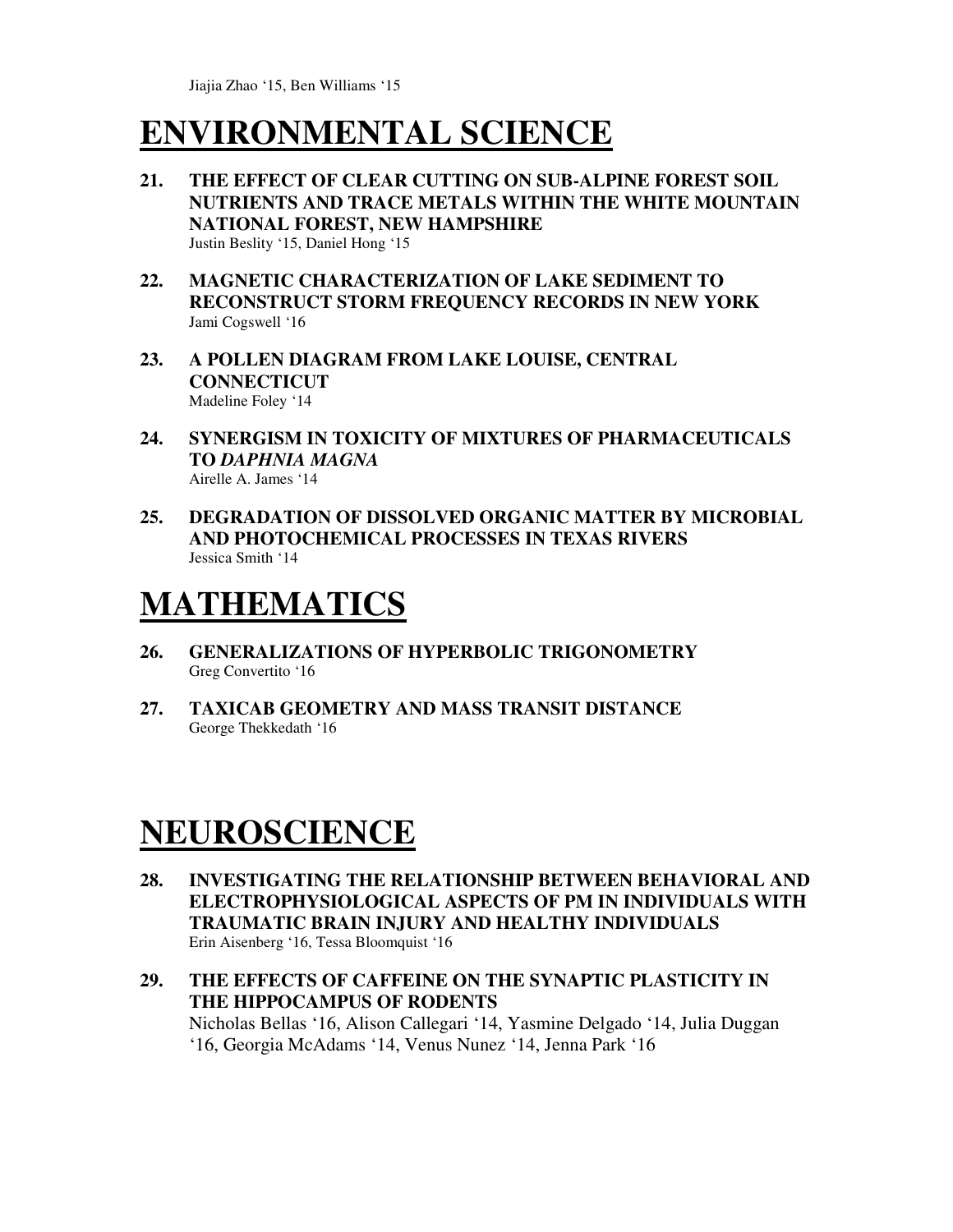Jiajia Zhao '15, Ben Williams '15

# ENVIRONMENTAL SCIENCE

**21. THE EFFECT OF CLEAR CUTTING ON SUB-ALPINE FOREST SOIL NUTRIENTS AND TRACE METALS WITHIN THE WHITE MOUNTAIN NATIONAL FOREST, NEW HAMPSHIRE**
Justin Beslity '15, Daniel Hong '15

**22. MAGNETIC CHARACTERIZATION OF LAKE SEDIMENT TO RECONSTRUCT STORM FREQUENCY RECORDS IN NEW YORK**
Jami Cogswell '16

**23. A POLLEN DIAGRAM FROM LAKE LOUISE, CENTRAL CONNECTICUT**
Madeline Foley '14

**24. SYNERGISM IN TOXICITY OF MIXTURES OF PHARMACEUTICALS TO *DAPHNIA MAGNA***
Airelle A. James '14

**25. DEGRADATION OF DISSOLVED ORGANIC MATTER BY MICROBIAL AND PHOTOCHEMICAL PROCESSES IN TEXAS RIVERS**
Jessica Smith '14

# MATHEMATICS

**26. GENERALIZATIONS OF HYPERBOLIC TRIGONOMETRY**
Greg Convertito '16

**27. TAXICAB GEOMETRY AND MASS TRANSIT DISTANCE**
George Thekkedath '16

# NEUROSCIENCE

**28. INVESTIGATING THE RELATIONSHIP BETWEEN BEHAVIORAL AND ELECTROPHYSIOLOGICAL ASPECTS OF PM IN INDIVIDUALS WITH TRAUMATIC BRAIN INJURY AND HEALTHY INDIVIDUALS**
Erin Aisenberg '16, Tessa Bloomquist '16

**29. THE EFFECTS OF CAFFEINE ON THE SYNAPTIC PLASTICITY IN THE HIPPOCAMPUS OF RODENTS**
Nicholas Bellas '16, Alison Callegari '14, Yasmine Delgado '14, Julia Duggan '16, Georgia McAdams '14, Venus Nunez '14, Jenna Park '16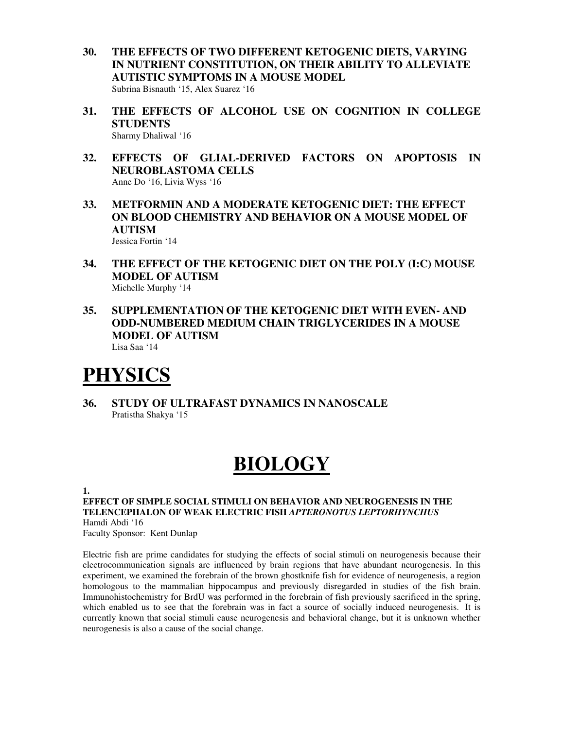**30. THE EFFECTS OF TWO DIFFERENT KETOGENIC DIETS, VARYING IN NUTRIENT CONSTITUTION, ON THEIR ABILITY TO ALLEVIATE AUTISTIC SYMPTOMS IN A MOUSE MODEL**
Subrina Bisnauth '15, Alex Suarez '16

**31. THE EFFECTS OF ALCOHOL USE ON COGNITION IN COLLEGE STUDENTS**
Sharmy Dhaliwal '16

**32. EFFECTS OF GLIAL-DERIVED FACTORS ON APOPTOSIS IN NEUROBLASTOMA CELLS**
Anne Do '16, Livia Wyss '16

**33. METFORMIN AND A MODERATE KETOGENIC DIET: THE EFFECT ON BLOOD CHEMISTRY AND BEHAVIOR ON A MOUSE MODEL OF AUTISM**
Jessica Fortin '14

**34. THE EFFECT OF THE KETOGENIC DIET ON THE POLY (I:C) MOUSE MODEL OF AUTISM**
Michelle Murphy '14

**35. SUPPLEMENTATION OF THE KETOGENIC DIET WITH EVEN- AND ODD-NUMBERED MEDIUM CHAIN TRIGLYCERIDES IN A MOUSE MODEL OF AUTISM**
Lisa Saa '14

# PHYSICS

**36. STUDY OF ULTRAFAST DYNAMICS IN NANOSCALE**
Pratistha Shakya '15

# BIOLOGY

**1.**
**EFFECT OF SIMPLE SOCIAL STIMULI ON BEHAVIOR AND NEUROGENESIS IN THE TELENCEPHALON OF WEAK ELECTRIC FISH *APTERONOTUS LEPTORHYNCHUS***
Hamdi Abdi '16
Faculty Sponsor: Kent Dunlap

Electric fish are prime candidates for studying the effects of social stimuli on neurogenesis because their electrocommunication signals are influenced by brain regions that have abundant neurogenesis. In this experiment, we examined the forebrain of the brown ghostknife fish for evidence of neurogenesis, a region homologous to the mammalian hippocampus and previously disregarded in studies of the fish brain. Immunohistochemistry for BrdU was performed in the forebrain of fish previously sacrificed in the spring, which enabled us to see that the forebrain was in fact a source of socially induced neurogenesis. It is currently known that social stimuli cause neurogenesis and behavioral change, but it is unknown whether neurogenesis is also a cause of the social change.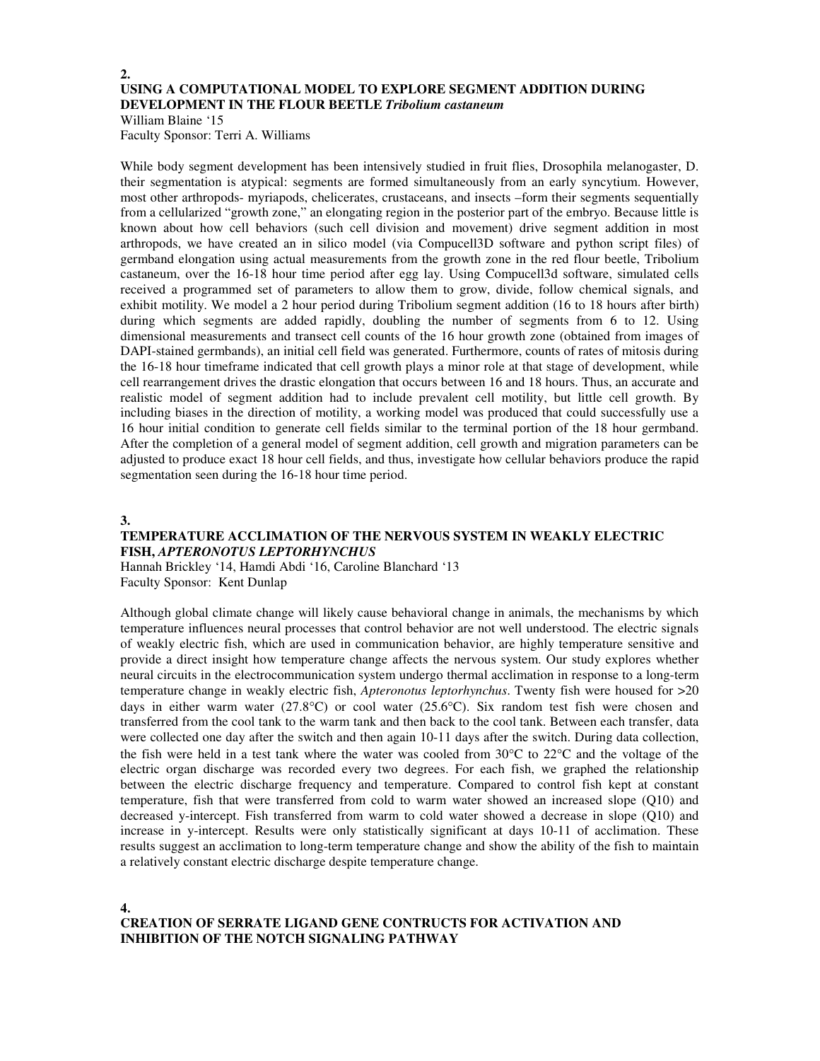**2.**

### USING A COMPUTATIONAL MODEL TO EXPLORE SEGMENT ADDITION DURING DEVELOPMENT IN THE FLOUR BEETLE *Tribolium castaneum*

William Blaine '15
Faculty Sponsor: Terri A. Williams

While body segment development has been intensively studied in fruit flies, Drosophila melanogaster, D. their segmentation is atypical: segments are formed simultaneously from an early syncytium. However, most other arthropods- myriapods, chelicerates, crustaceans, and insects –form their segments sequentially from a cellularized "growth zone," an elongating region in the posterior part of the embryo. Because little is known about how cell behaviors (such cell division and movement) drive segment addition in most arthropods, we have created an in silico model (via Compucell3D software and python script files) of germband elongation using actual measurements from the growth zone in the red flour beetle, Tribolium castaneum, over the 16-18 hour time period after egg lay. Using Compucell3d software, simulated cells received a programmed set of parameters to allow them to grow, divide, follow chemical signals, and exhibit motility. We model a 2 hour period during Tribolium segment addition (16 to 18 hours after birth) during which segments are added rapidly, doubling the number of segments from 6 to 12. Using dimensional measurements and transect cell counts of the 16 hour growth zone (obtained from images of DAPI-stained germbands), an initial cell field was generated. Furthermore, counts of rates of mitosis during the 16-18 hour timeframe indicated that cell growth plays a minor role at that stage of development, while cell rearrangement drives the drastic elongation that occurs between 16 and 18 hours. Thus, an accurate and realistic model of segment addition had to include prevalent cell motility, but little cell growth. By including biases in the direction of motility, a working model was produced that could successfully use a 16 hour initial condition to generate cell fields similar to the terminal portion of the 18 hour germband. After the completion of a general model of segment addition, cell growth and migration parameters can be adjusted to produce exact 18 hour cell fields, and thus, investigate how cellular behaviors produce the rapid segmentation seen during the 16-18 hour time period.

**3.**

### TEMPERATURE ACCLIMATION OF THE NERVOUS SYSTEM IN WEAKLY ELECTRIC FISH, *APTERONOTUS LEPTORHYNCHUS*

Hannah Brickley '14, Hamdi Abdi '16, Caroline Blanchard '13
Faculty Sponsor: Kent Dunlap

Although global climate change will likely cause behavioral change in animals, the mechanisms by which temperature influences neural processes that control behavior are not well understood. The electric signals of weakly electric fish, which are used in communication behavior, are highly temperature sensitive and provide a direct insight how temperature change affects the nervous system. Our study explores whether neural circuits in the electrocommunication system undergo thermal acclimation in response to a long-term temperature change in weakly electric fish, *Apteronotus leptorhynchus*. Twenty fish were housed for >20 days in either warm water (27.8°C) or cool water (25.6°C). Six random test fish were chosen and transferred from the cool tank to the warm tank and then back to the cool tank. Between each transfer, data were collected one day after the switch and then again 10-11 days after the switch. During data collection, the fish were held in a test tank where the water was cooled from 30°C to 22°C and the voltage of the electric organ discharge was recorded every two degrees. For each fish, we graphed the relationship between the electric discharge frequency and temperature. Compared to control fish kept at constant temperature, fish that were transferred from cold to warm water showed an increased slope (Q10) and decreased y-intercept. Fish transferred from warm to cold water showed a decrease in slope (Q10) and increase in y-intercept. Results were only statistically significant at days 10-11 of acclimation. These results suggest an acclimation to long-term temperature change and show the ability of the fish to maintain a relatively constant electric discharge despite temperature change.

**4.**

### CREATION OF SERRATE LIGAND GENE CONTRUCTS FOR ACTIVATION AND INHIBITION OF THE NOTCH SIGNALING PATHWAY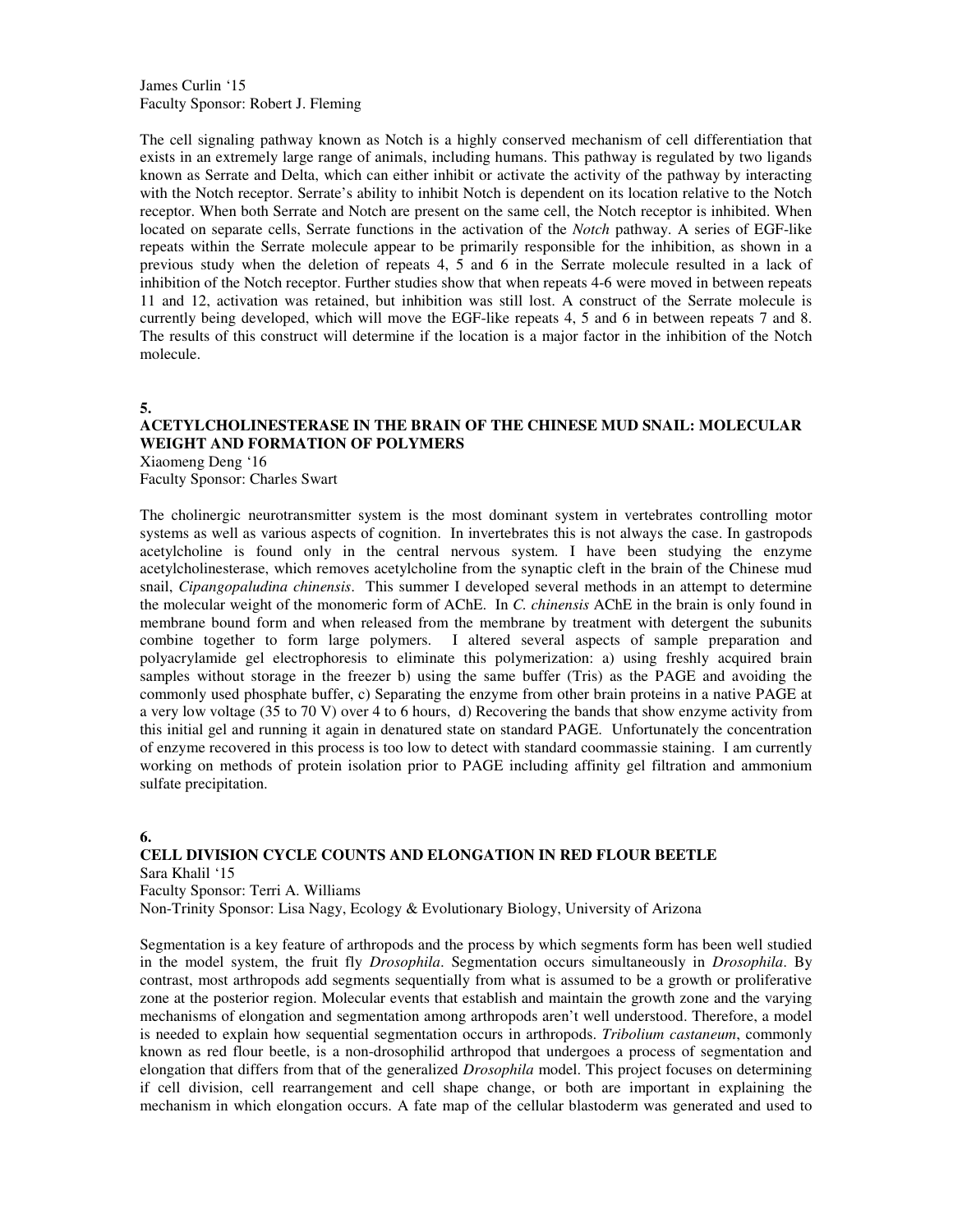James Curlin '15
Faculty Sponsor: Robert J. Fleming

The cell signaling pathway known as Notch is a highly conserved mechanism of cell differentiation that exists in an extremely large range of animals, including humans. This pathway is regulated by two ligands known as Serrate and Delta, which can either inhibit or activate the activity of the pathway by interacting with the Notch receptor. Serrate's ability to inhibit Notch is dependent on its location relative to the Notch receptor. When both Serrate and Notch are present on the same cell, the Notch receptor is inhibited. When located on separate cells, Serrate functions in the activation of the *Notch* pathway. A series of EGF-like repeats within the Serrate molecule appear to be primarily responsible for the inhibition, as shown in a previous study when the deletion of repeats 4, 5 and 6 in the Serrate molecule resulted in a lack of inhibition of the Notch receptor. Further studies show that when repeats 4-6 were moved in between repeats 11 and 12, activation was retained, but inhibition was still lost. A construct of the Serrate molecule is currently being developed, which will move the EGF-like repeats 4, 5 and 6 in between repeats 7 and 8. The results of this construct will determine if the location is a major factor in the inhibition of the Notch molecule.

**5.**

**ACETYLCHOLINESTERASE IN THE BRAIN OF THE CHINESE MUD SNAIL: MOLECULAR WEIGHT AND FORMATION OF POLYMERS**

Xiaomeng Deng '16
Faculty Sponsor: Charles Swart

The cholinergic neurotransmitter system is the most dominant system in vertebrates controlling motor systems as well as various aspects of cognition. In invertebrates this is not always the case. In gastropods acetylcholine is found only in the central nervous system. I have been studying the enzyme acetylcholinesterase, which removes acetylcholine from the synaptic cleft in the brain of the Chinese mud snail, *Cipangopaludina chinensis*. This summer I developed several methods in an attempt to determine the molecular weight of the monomeric form of AChE. In *C. chinensis* AChE in the brain is only found in membrane bound form and when released from the membrane by treatment with detergent the subunits combine together to form large polymers. I altered several aspects of sample preparation and polyacrylamide gel electrophoresis to eliminate this polymerization: a) using freshly acquired brain samples without storage in the freezer b) using the same buffer (Tris) as the PAGE and avoiding the commonly used phosphate buffer, c) Separating the enzyme from other brain proteins in a native PAGE at a very low voltage (35 to 70 V) over 4 to 6 hours, d) Recovering the bands that show enzyme activity from this initial gel and running it again in denatured state on standard PAGE. Unfortunately the concentration of enzyme recovered in this process is too low to detect with standard coommassie staining. I am currently working on methods of protein isolation prior to PAGE including affinity gel filtration and ammonium sulfate precipitation.

**6.**

**CELL DIVISION CYCLE COUNTS AND ELONGATION IN RED FLOUR BEETLE**

Sara Khalil '15
Faculty Sponsor: Terri A. Williams
Non-Trinity Sponsor: Lisa Nagy, Ecology & Evolutionary Biology, University of Arizona

Segmentation is a key feature of arthropods and the process by which segments form has been well studied in the model system, the fruit fly *Drosophila*. Segmentation occurs simultaneously in *Drosophila*. By contrast, most arthropods add segments sequentially from what is assumed to be a growth or proliferative zone at the posterior region. Molecular events that establish and maintain the growth zone and the varying mechanisms of elongation and segmentation among arthropods aren't well understood. Therefore, a model is needed to explain how sequential segmentation occurs in arthropods. *Tribolium castaneum*, commonly known as red flour beetle, is a non-drosophilid arthropod that undergoes a process of segmentation and elongation that differs from that of the generalized *Drosophila* model. This project focuses on determining if cell division, cell rearrangement and cell shape change, or both are important in explaining the mechanism in which elongation occurs. A fate map of the cellular blastoderm was generated and used to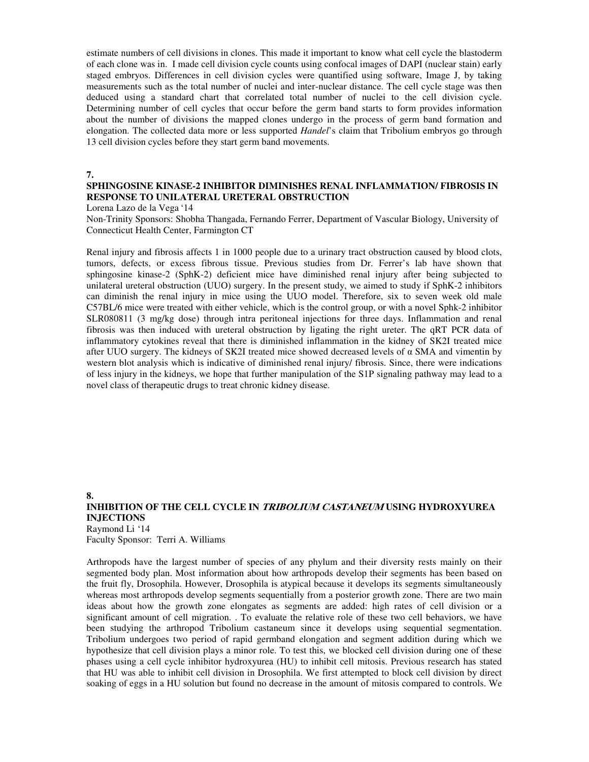estimate numbers of cell divisions in clones. This made it important to know what cell cycle the blastoderm of each clone was in. I made cell division cycle counts using confocal images of DAPI (nuclear stain) early staged embryos. Differences in cell division cycles were quantified using software, Image J, by taking measurements such as the total number of nuclei and inter-nuclear distance. The cell cycle stage was then deduced using a standard chart that correlated total number of nuclei to the cell division cycle. Determining number of cell cycles that occur before the germ band starts to form provides information about the number of divisions the mapped clones undergo in the process of germ band formation and elongation. The collected data more or less supported *Handel*'s claim that Tribolium embryos go through 13 cell division cycles before they start germ band movements.

**7.**

## SPHINGOSINE KINASE-2 INHIBITOR DIMINISHES RENAL INFLAMMATION/ FIBROSIS IN RESPONSE TO UNILATERAL URETERAL OBSTRUCTION

Lorena Lazo de la Vega '14

Non-Trinity Sponsors: Shobha Thangada, Fernando Ferrer, Department of Vascular Biology, University of Connecticut Health Center, Farmington CT

Renal injury and fibrosis affects 1 in 1000 people due to a urinary tract obstruction caused by blood clots, tumors, defects, or excess fibrous tissue. Previous studies from Dr. Ferrer's lab have shown that sphingosine kinase-2 (SphK-2) deficient mice have diminished renal injury after being subjected to unilateral ureteral obstruction (UUO) surgery. In the present study, we aimed to study if SphK-2 inhibitors can diminish the renal injury in mice using the UUO model. Therefore, six to seven week old male C57BL/6 mice were treated with either vehicle, which is the control group, or with a novel Sphk-2 inhibitor SLR080811 (3 mg/kg dose) through intra peritoneal injections for three days. Inflammation and renal fibrosis was then induced with ureteral obstruction by ligating the right ureter. The qRT PCR data of inflammatory cytokines reveal that there is diminished inflammation in the kidney of SK2I treated mice after UUO surgery. The kidneys of SK2I treated mice showed decreased levels of α SMA and vimentin by western blot analysis which is indicative of diminished renal injury/ fibrosis. Since, there were indications of less injury in the kidneys, we hope that further manipulation of the S1P signaling pathway may lead to a novel class of therapeutic drugs to treat chronic kidney disease.

**8.**

## INHIBITION OF THE CELL CYCLE IN *TRIBOLIUM CASTANEUM* USING HYDROXYUREA INJECTIONS

Raymond Li '14

Faculty Sponsor: Terri A. Williams

Arthropods have the largest number of species of any phylum and their diversity rests mainly on their segmented body plan. Most information about how arthropods develop their segments has been based on the fruit fly, Drosophila. However, Drosophila is atypical because it develops its segments simultaneously whereas most arthropods develop segments sequentially from a posterior growth zone. There are two main ideas about how the growth zone elongates as segments are added: high rates of cell division or a significant amount of cell migration. . To evaluate the relative role of these two cell behaviors, we have been studying the arthropod Tribolium castaneum since it develops using sequential segmentation. Tribolium undergoes two period of rapid germband elongation and segment addition during which we hypothesize that cell division plays a minor role. To test this, we blocked cell division during one of these phases using a cell cycle inhibitor hydroxyurea (HU) to inhibit cell mitosis. Previous research has stated that HU was able to inhibit cell division in Drosophila. We first attempted to block cell division by direct soaking of eggs in a HU solution but found no decrease in the amount of mitosis compared to controls. We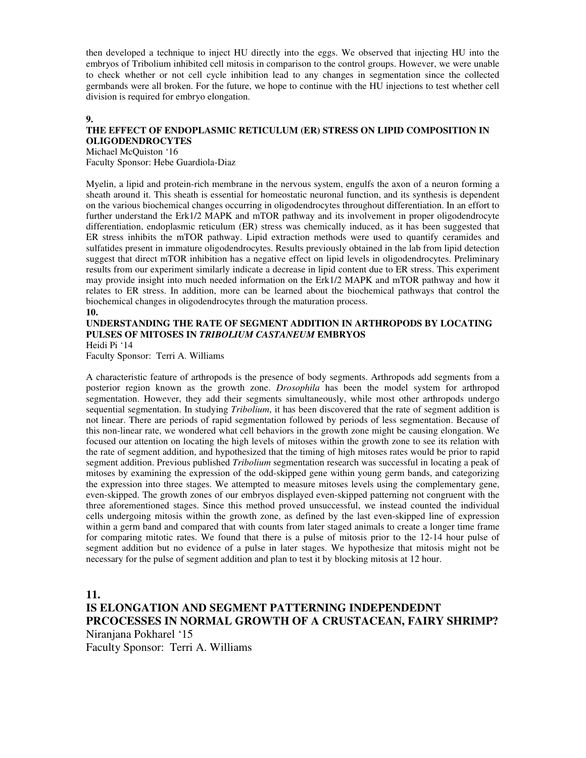then developed a technique to inject HU directly into the eggs. We observed that injecting HU into the embryos of Tribolium inhibited cell mitosis in comparison to the control groups. However, we were unable to check whether or not cell cycle inhibition lead to any changes in segmentation since the collected germbands were all broken. For the future, we hope to continue with the HU injections to test whether cell division is required for embryo elongation.

**9.**

**THE EFFECT OF ENDOPLASMIC RETICULUM (ER) STRESS ON LIPID COMPOSITION IN OLIGODENDROCYTES**

Michael McQuiston '16
Faculty Sponsor: Hebe Guardiola-Diaz

Myelin, a lipid and protein-rich membrane in the nervous system, engulfs the axon of a neuron forming a sheath around it. This sheath is essential for homeostatic neuronal function, and its synthesis is dependent on the various biochemical changes occurring in oligodendrocytes throughout differentiation. In an effort to further understand the Erk1/2 MAPK and mTOR pathway and its involvement in proper oligodendrocyte differentiation, endoplasmic reticulum (ER) stress was chemically induced, as it has been suggested that ER stress inhibits the mTOR pathway. Lipid extraction methods were used to quantify ceramides and sulfatides present in immature oligodendrocytes. Results previously obtained in the lab from lipid detection suggest that direct mTOR inhibition has a negative effect on lipid levels in oligodendrocytes. Preliminary results from our experiment similarly indicate a decrease in lipid content due to ER stress. This experiment may provide insight into much needed information on the Erk1/2 MAPK and mTOR pathway and how it relates to ER stress. In addition, more can be learned about the biochemical pathways that control the biochemical changes in oligodendrocytes through the maturation process.

**10.**

**UNDERSTANDING THE RATE OF SEGMENT ADDITION IN ARTHROPODS BY LOCATING PULSES OF MITOSES IN *TRIBOLIUM CASTANEUM* EMBRYOS**

Heidi Pi '14
Faculty Sponsor: Terri A. Williams

A characteristic feature of arthropods is the presence of body segments. Arthropods add segments from a posterior region known as the growth zone. *Drosophila* has been the model system for arthropod segmentation. However, they add their segments simultaneously, while most other arthropods undergo sequential segmentation. In studying *Tribolium*, it has been discovered that the rate of segment addition is not linear. There are periods of rapid segmentation followed by periods of less segmentation. Because of this non-linear rate, we wondered what cell behaviors in the growth zone might be causing elongation. We focused our attention on locating the high levels of mitoses within the growth zone to see its relation with the rate of segment addition, and hypothesized that the timing of high mitoses rates would be prior to rapid segment addition. Previous published *Tribolium* segmentation research was successful in locating a peak of mitoses by examining the expression of the odd-skipped gene within young germ bands, and categorizing the expression into three stages. We attempted to measure mitoses levels using the complementary gene, even-skipped. The growth zones of our embryos displayed even-skipped patterning not congruent with the three aforementioned stages. Since this method proved unsuccessful, we instead counted the individual cells undergoing mitosis within the growth zone, as defined by the last even-skipped line of expression within a germ band and compared that with counts from later staged animals to create a longer time frame for comparing mitotic rates. We found that there is a pulse of mitosis prior to the 12-14 hour pulse of segment addition but no evidence of a pulse in later stages. We hypothesize that mitosis might not be necessary for the pulse of segment addition and plan to test it by blocking mitosis at 12 hour.

**11.**

**IS ELONGATION AND SEGMENT PATTERNING INDEPENDEDNT PRCOCESSES IN NORMAL GROWTH OF A CRUSTACEAN, FAIRY SHRIMP?**

Niranjana Pokharel '15
Faculty Sponsor: Terri A. Williams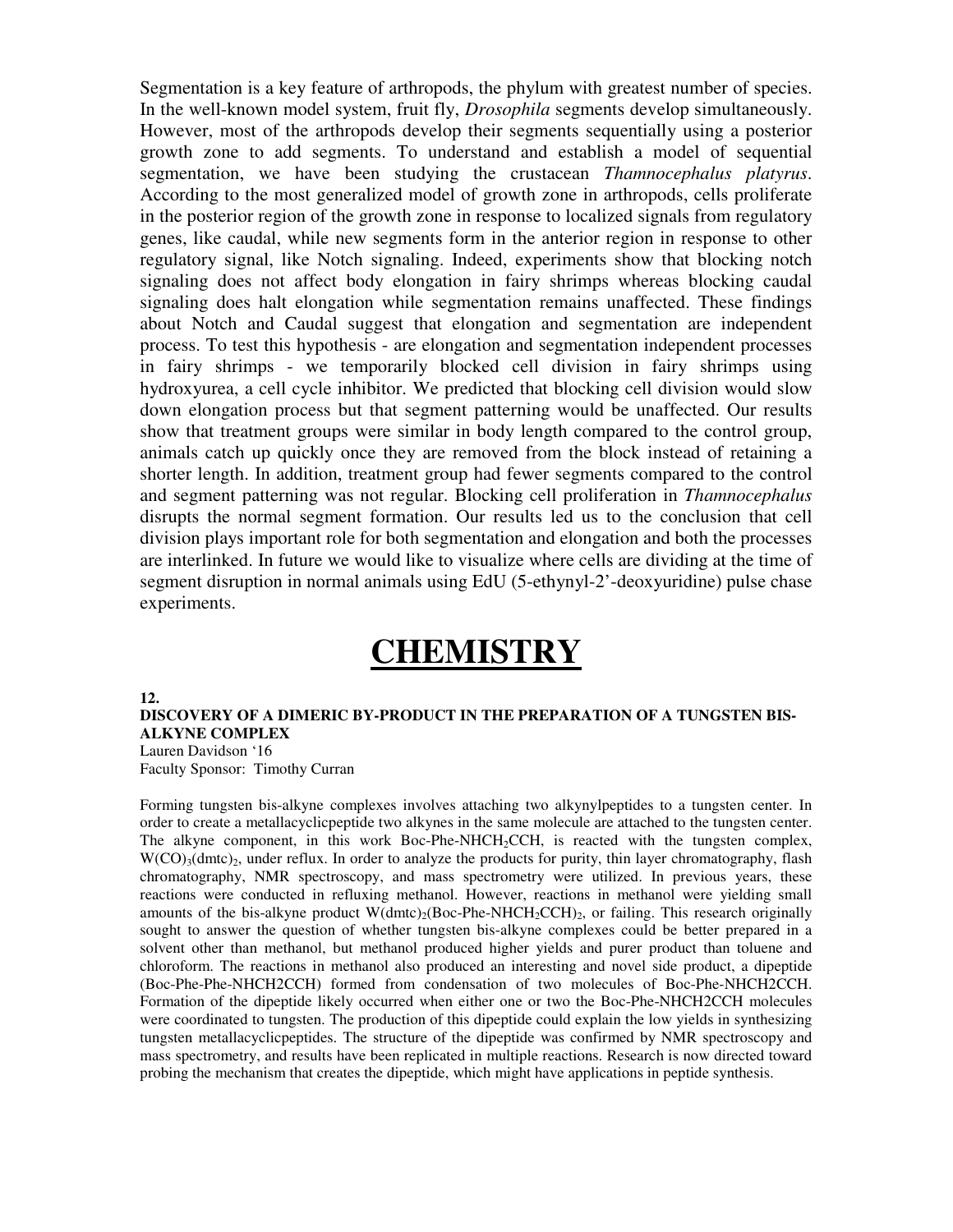Segmentation is a key feature of arthropods, the phylum with greatest number of species. In the well-known model system, fruit fly, *Drosophila* segments develop simultaneously. However, most of the arthropods develop their segments sequentially using a posterior growth zone to add segments. To understand and establish a model of sequential segmentation, we have been studying the crustacean *Thamnocephalus platyrus*. According to the most generalized model of growth zone in arthropods, cells proliferate in the posterior region of the growth zone in response to localized signals from regulatory genes, like caudal, while new segments form in the anterior region in response to other regulatory signal, like Notch signaling. Indeed, experiments show that blocking notch signaling does not affect body elongation in fairy shrimps whereas blocking caudal signaling does halt elongation while segmentation remains unaffected. These findings about Notch and Caudal suggest that elongation and segmentation are independent process. To test this hypothesis - are elongation and segmentation independent processes in fairy shrimps - we temporarily blocked cell division in fairy shrimps using hydroxyurea, a cell cycle inhibitor. We predicted that blocking cell division would slow down elongation process but that segment patterning would be unaffected. Our results show that treatment groups were similar in body length compared to the control group, animals catch up quickly once they are removed from the block instead of retaining a shorter length. In addition, treatment group had fewer segments compared to the control and segment patterning was not regular. Blocking cell proliferation in *Thamnocephalus* disrupts the normal segment formation. Our results led us to the conclusion that cell division plays important role for both segmentation and elongation and both the processes are interlinked. In future we would like to visualize where cells are dividing at the time of segment disruption in normal animals using EdU (5-ethynyl-2'-deoxyuridine) pulse chase experiments.

# CHEMISTRY

**12.**

**DISCOVERY OF A DIMERIC BY-PRODUCT IN THE PREPARATION OF A TUNGSTEN BIS-ALKYNE COMPLEX**

Lauren Davidson '16

Faculty Sponsor: Timothy Curran

Forming tungsten bis-alkyne complexes involves attaching two alkynylpeptides to a tungsten center. In order to create a metallacyclicpeptide two alkynes in the same molecule are attached to the tungsten center. The alkyne component, in this work Boc-Phe-$NHCH_2CCH$, is reacted with the tungsten complex, $W(CO)_3(dmtc)_2$, under reflux. In order to analyze the products for purity, thin layer chromatography, flash chromatography, NMR spectroscopy, and mass spectrometry were utilized. In previous years, these reactions were conducted in refluxing methanol. However, reactions in methanol were yielding small amounts of the bis-alkyne product $W(dmtc)_2$(Boc-Phe-$NHCH_2CCH)_2$, or failing. This research originally sought to answer the question of whether tungsten bis-alkyne complexes could be better prepared in a solvent other than methanol, but methanol produced higher yields and purer product than toluene and chloroform. The reactions in methanol also produced an interesting and novel side product, a dipeptide (Boc-Phe-Phe-NHCH2CCH) formed from condensation of two molecules of Boc-Phe-NHCH2CCH. Formation of the dipeptide likely occurred when either one or two the Boc-Phe-NHCH2CCH molecules were coordinated to tungsten. The production of this dipeptide could explain the low yields in synthesizing tungsten metallacyclicpeptides. The structure of the dipeptide was confirmed by NMR spectroscopy and mass spectrometry, and results have been replicated in multiple reactions. Research is now directed toward probing the mechanism that creates the dipeptide, which might have applications in peptide synthesis.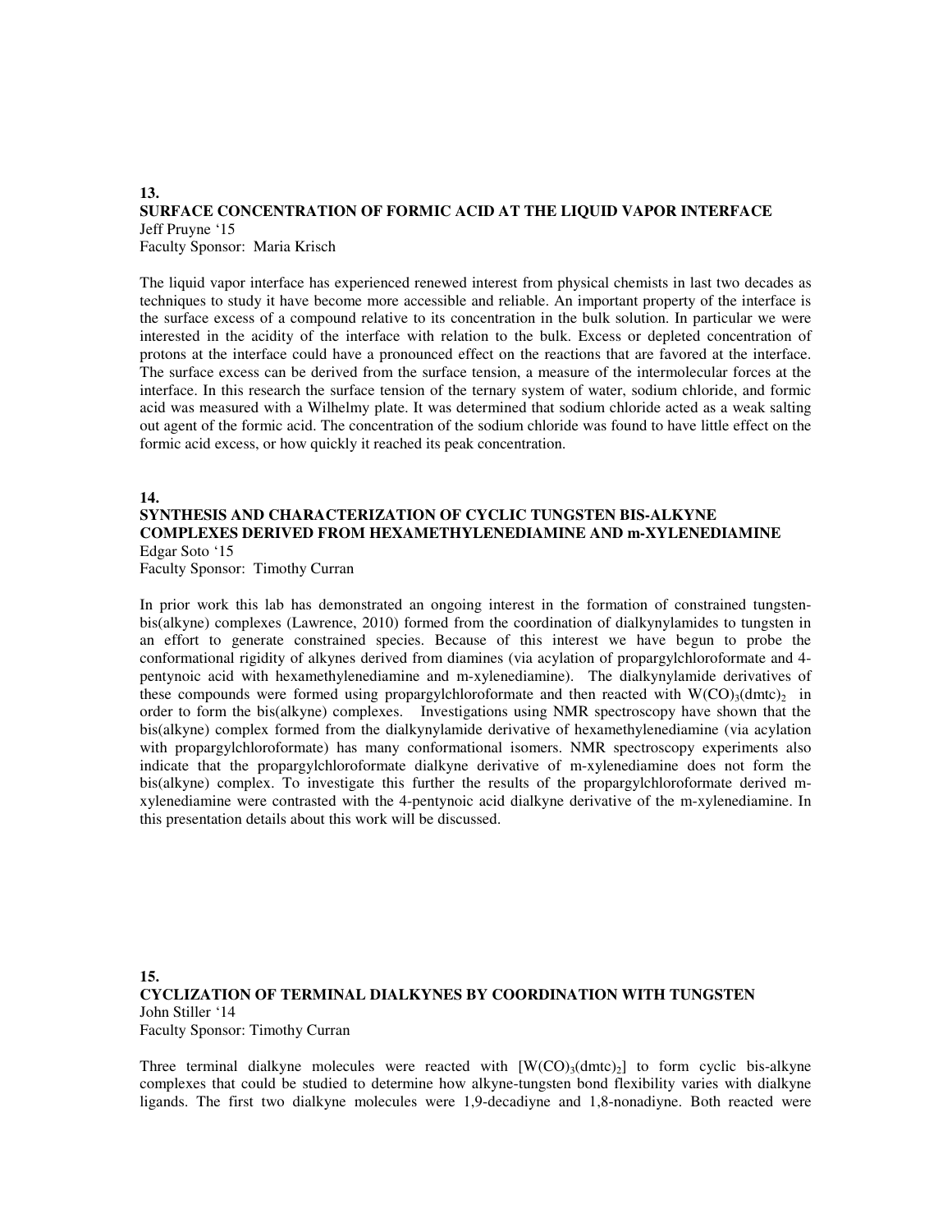**13.**

**SURFACE CONCENTRATION OF FORMIC ACID AT THE LIQUID VAPOR INTERFACE**

Jeff Pruyne '15

Faculty Sponsor: Maria Krisch

The liquid vapor interface has experienced renewed interest from physical chemists in last two decades as techniques to study it have become more accessible and reliable. An important property of the interface is the surface excess of a compound relative to its concentration in the bulk solution. In particular we were interested in the acidity of the interface with relation to the bulk. Excess or depleted concentration of protons at the interface could have a pronounced effect on the reactions that are favored at the interface. The surface excess can be derived from the surface tension, a measure of the intermolecular forces at the interface. In this research the surface tension of the ternary system of water, sodium chloride, and formic acid was measured with a Wilhelmy plate. It was determined that sodium chloride acted as a weak salting out agent of the formic acid. The concentration of the sodium chloride was found to have little effect on the formic acid excess, or how quickly it reached its peak concentration.

**14.**

**SYNTHESIS AND CHARACTERIZATION OF CYCLIC TUNGSTEN BIS-ALKYNE COMPLEXES DERIVED FROM HEXAMETHYLENEDIAMINE AND m-XYLENEDIAMINE**

Edgar Soto '15

Faculty Sponsor: Timothy Curran

In prior work this lab has demonstrated an ongoing interest in the formation of constrained tungsten-bis(alkyne) complexes (Lawrence, 2010) formed from the coordination of dialkynylamides to tungsten in an effort to generate constrained species. Because of this interest we have begun to probe the conformational rigidity of alkynes derived from diamines (via acylation of propargylchloroformate and 4-pentynoic acid with hexamethylenediamine and m-xylenediamine). The dialkynylamide derivatives of these compounds were formed using propargylchloroformate and then reacted with $W(CO)_3(dmtc)_2$ in order to form the bis(alkyne) complexes. Investigations using NMR spectroscopy have shown that the bis(alkyne) complex formed from the dialkynylamide derivative of hexamethylenediamine (via acylation with propargylchloroformate) has many conformational isomers. NMR spectroscopy experiments also indicate that the propargylchloroformate dialkyne derivative of m-xylenediamine does not form the bis(alkyne) complex. To investigate this further the results of the propargylchloroformate derived m-xylenediamine were contrasted with the 4-pentynoic acid dialkyne derivative of the m-xylenediamine. In this presentation details about this work will be discussed.

**15.**

**CYCLIZATION OF TERMINAL DIALKYNES BY COORDINATION WITH TUNGSTEN**

John Stiller '14

Faculty Sponsor: Timothy Curran

Three terminal dialkyne molecules were reacted with $[W(CO)_3(dmtc)_2]$ to form cyclic bis-alkyne complexes that could be studied to determine how alkyne-tungsten bond flexibility varies with dialkyne ligands. The first two dialkyne molecules were 1,9-decadiyne and 1,8-nonadiyne. Both reacted were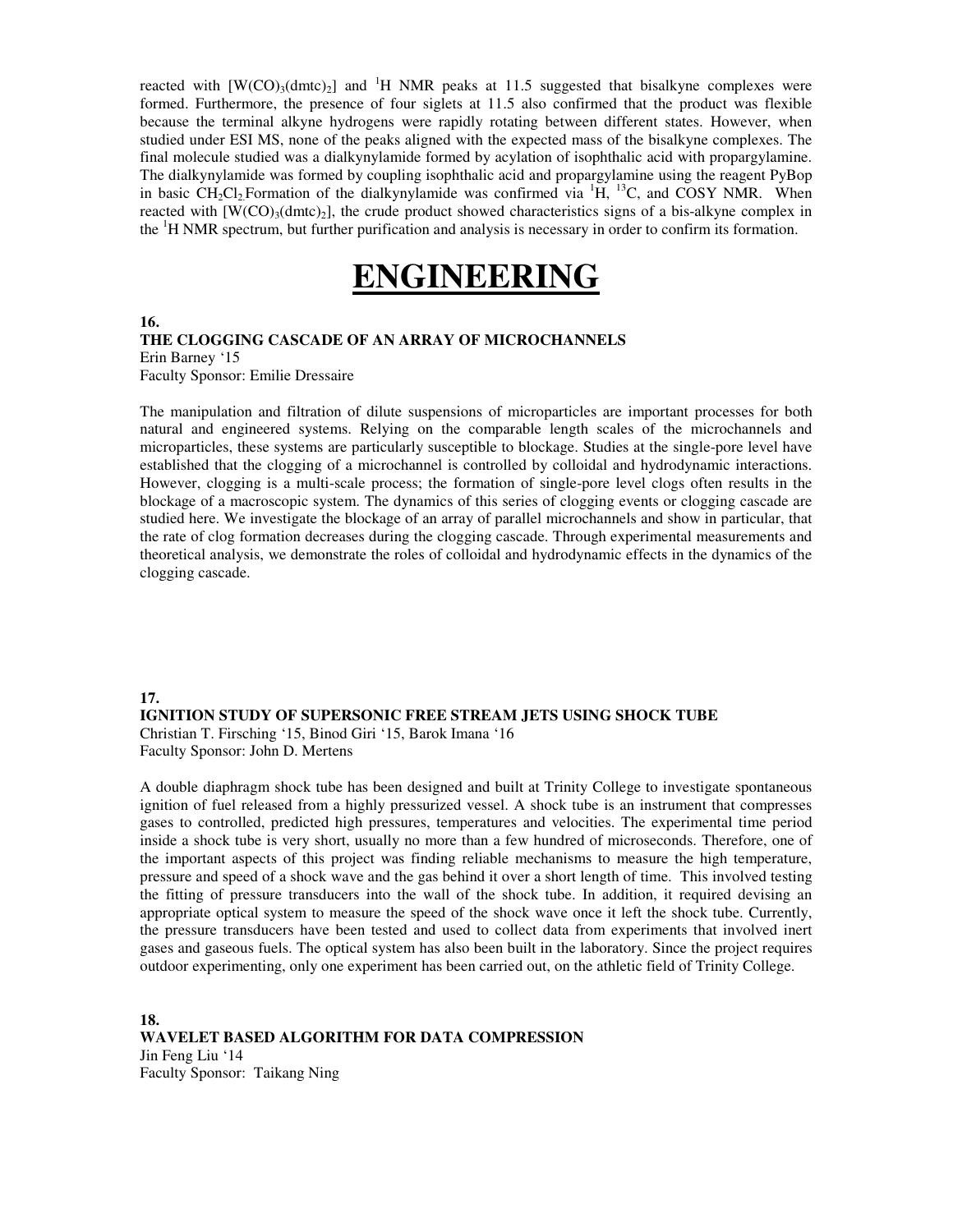reacted with $[W(CO)_3(dmtc)_2]$ and $^1H$ NMR peaks at 11.5 suggested that bisalkyne complexes were formed. Furthermore, the presence of four siglets at 11.5 also confirmed that the product was flexible because the terminal alkyne hydrogens were rapidly rotating between different states. However, when studied under ESI MS, none of the peaks aligned with the expected mass of the bisalkyne complexes. The final molecule studied was a dialkynylamide formed by acylation of isophthalic acid with propargylamine. The dialkynylamide was formed by coupling isophthalic acid and propargylamine using the reagent PyBop in basic $CH_2Cl_2$ Formation of the dialkynylamide was confirmed via $^1H$, $^{13}C$, and COSY NMR. When reacted with $[W(CO)_3(dmtc)_2]$, the crude product showed characteristics signs of a bis-alkyne complex in the $^1H$ NMR spectrum, but further purification and analysis is necessary in order to confirm its formation.

# ENGINEERING

**16.**

**THE CLOGGING CASCADE OF AN ARRAY OF MICROCHANNELS**

Erin Barney '15

Faculty Sponsor: Emilie Dressaire

The manipulation and filtration of dilute suspensions of microparticles are important processes for both natural and engineered systems. Relying on the comparable length scales of the microchannels and microparticles, these systems are particularly susceptible to blockage. Studies at the single-pore level have established that the clogging of a microchannel is controlled by colloidal and hydrodynamic interactions. However, clogging is a multi-scale process; the formation of single-pore level clogs often results in the blockage of a macroscopic system. The dynamics of this series of clogging events or clogging cascade are studied here. We investigate the blockage of an array of parallel microchannels and show in particular, that the rate of clog formation decreases during the clogging cascade. Through experimental measurements and theoretical analysis, we demonstrate the roles of colloidal and hydrodynamic effects in the dynamics of the clogging cascade.

**17.**

**IGNITION STUDY OF SUPERSONIC FREE STREAM JETS USING SHOCK TUBE**

Christian T. Firsching '15, Binod Giri '15, Barok Imana '16

Faculty Sponsor: John D. Mertens

A double diaphragm shock tube has been designed and built at Trinity College to investigate spontaneous ignition of fuel released from a highly pressurized vessel. A shock tube is an instrument that compresses gases to controlled, predicted high pressures, temperatures and velocities. The experimental time period inside a shock tube is very short, usually no more than a few hundred of microseconds. Therefore, one of the important aspects of this project was finding reliable mechanisms to measure the high temperature, pressure and speed of a shock wave and the gas behind it over a short length of time. This involved testing the fitting of pressure transducers into the wall of the shock tube. In addition, it required devising an appropriate optical system to measure the speed of the shock wave once it left the shock tube. Currently, the pressure transducers have been tested and used to collect data from experiments that involved inert gases and gaseous fuels. The optical system has also been built in the laboratory. Since the project requires outdoor experimenting, only one experiment has been carried out, on the athletic field of Trinity College.

**18.**

**WAVELET BASED ALGORITHM FOR DATA COMPRESSION**

Jin Feng Liu '14

Faculty Sponsor: Taikang Ning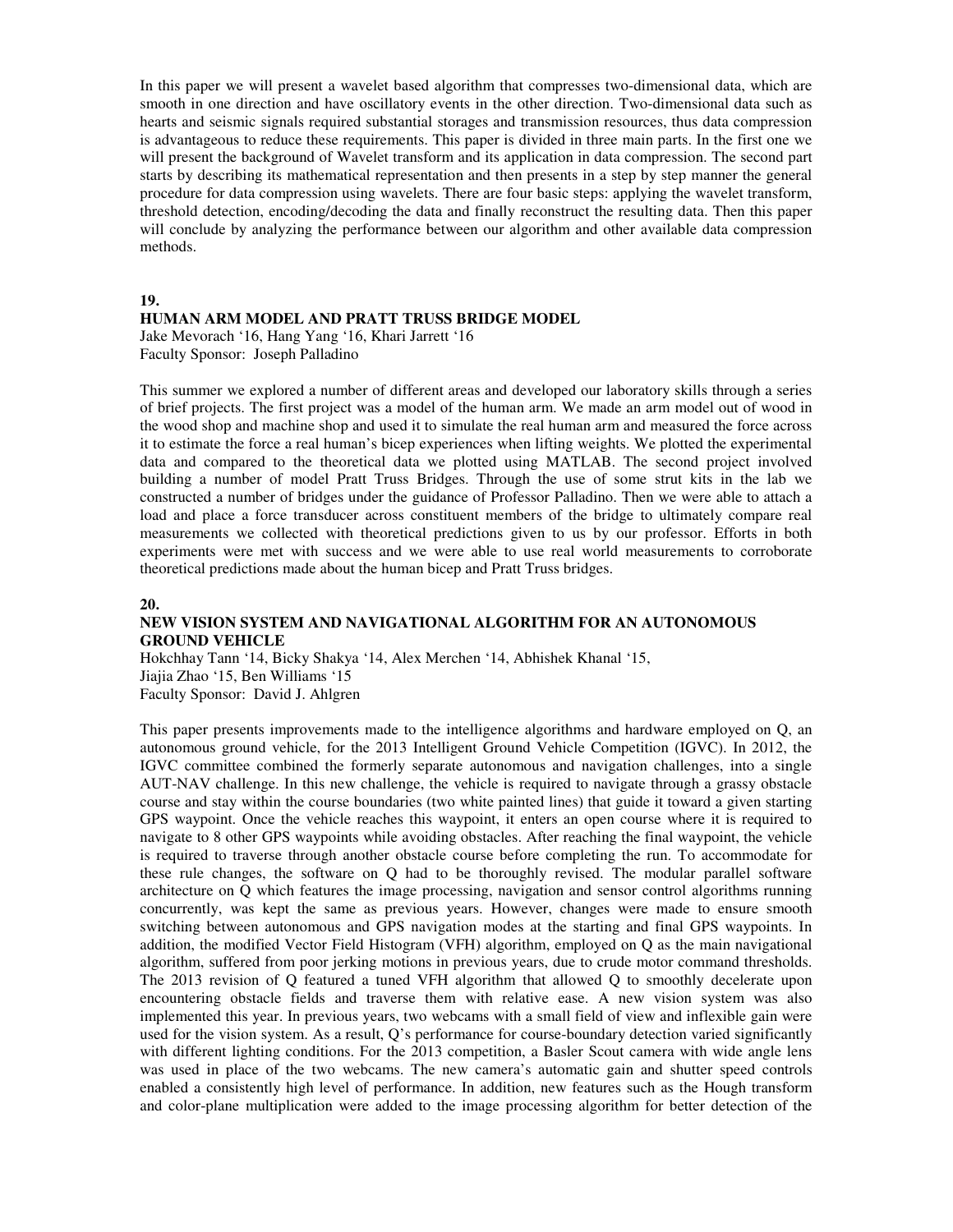In this paper we will present a wavelet based algorithm that compresses two-dimensional data, which are smooth in one direction and have oscillatory events in the other direction. Two-dimensional data such as hearts and seismic signals required substantial storages and transmission resources, thus data compression is advantageous to reduce these requirements. This paper is divided in three main parts. In the first one we will present the background of Wavelet transform and its application in data compression. The second part starts by describing its mathematical representation and then presents in a step by step manner the general procedure for data compression using wavelets. There are four basic steps: applying the wavelet transform, threshold detection, encoding/decoding the data and finally reconstruct the resulting data. Then this paper will conclude by analyzing the performance between our algorithm and other available data compression methods.

**19.**

### HUMAN ARM MODEL AND PRATT TRUSS BRIDGE MODEL

Jake Mevorach '16, Hang Yang '16, Khari Jarrett '16
Faculty Sponsor: Joseph Palladino

This summer we explored a number of different areas and developed our laboratory skills through a series of brief projects. The first project was a model of the human arm. We made an arm model out of wood in the wood shop and machine shop and used it to simulate the real human arm and measured the force across it to estimate the force a real human's bicep experiences when lifting weights. We plotted the experimental data and compared to the theoretical data we plotted using MATLAB. The second project involved building a number of model Pratt Truss Bridges. Through the use of some strut kits in the lab we constructed a number of bridges under the guidance of Professor Palladino. Then we were able to attach a load and place a force transducer across constituent members of the bridge to ultimately compare real measurements we collected with theoretical predictions given to us by our professor. Efforts in both experiments were met with success and we were able to use real world measurements to corroborate theoretical predictions made about the human bicep and Pratt Truss bridges.

**20.**

### NEW VISION SYSTEM AND NAVIGATIONAL ALGORITHM FOR AN AUTONOMOUS GROUND VEHICLE

Hokchhay Tann '14, Bicky Shakya '14, Alex Merchen '14, Abhishek Khanal '15,
Jiajia Zhao '15, Ben Williams '15
Faculty Sponsor: David J. Ahlgren

This paper presents improvements made to the intelligence algorithms and hardware employed on Q, an autonomous ground vehicle, for the 2013 Intelligent Ground Vehicle Competition (IGVC). In 2012, the IGVC committee combined the formerly separate autonomous and navigation challenges, into a single AUT-NAV challenge. In this new challenge, the vehicle is required to navigate through a grassy obstacle course and stay within the course boundaries (two white painted lines) that guide it toward a given starting GPS waypoint. Once the vehicle reaches this waypoint, it enters an open course where it is required to navigate to 8 other GPS waypoints while avoiding obstacles. After reaching the final waypoint, the vehicle is required to traverse through another obstacle course before completing the run. To accommodate for these rule changes, the software on Q had to be thoroughly revised. The modular parallel software architecture on Q which features the image processing, navigation and sensor control algorithms running concurrently, was kept the same as previous years. However, changes were made to ensure smooth switching between autonomous and GPS navigation modes at the starting and final GPS waypoints. In addition, the modified Vector Field Histogram (VFH) algorithm, employed on Q as the main navigational algorithm, suffered from poor jerking motions in previous years, due to crude motor command thresholds. The 2013 revision of Q featured a tuned VFH algorithm that allowed Q to smoothly decelerate upon encountering obstacle fields and traverse them with relative ease. A new vision system was also implemented this year. In previous years, two webcams with a small field of view and inflexible gain were used for the vision system. As a result, Q's performance for course-boundary detection varied significantly with different lighting conditions. For the 2013 competition, a Basler Scout camera with wide angle lens was used in place of the two webcams. The new camera's automatic gain and shutter speed controls enabled a consistently high level of performance. In addition, new features such as the Hough transform and color-plane multiplication were added to the image processing algorithm for better detection of the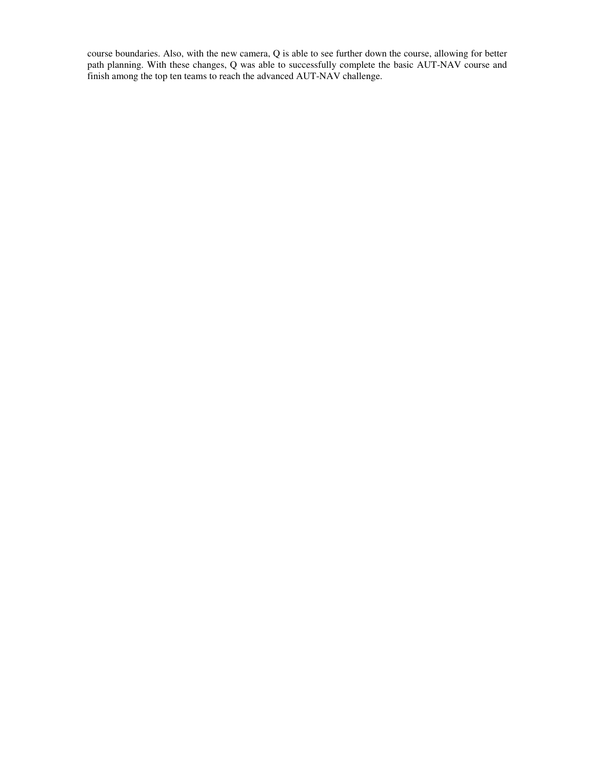course boundaries. Also, with the new camera, Q is able to see further down the course, allowing for better path planning. With these changes, Q was able to successfully complete the basic AUT-NAV course and finish among the top ten teams to reach the advanced AUT-NAV challenge.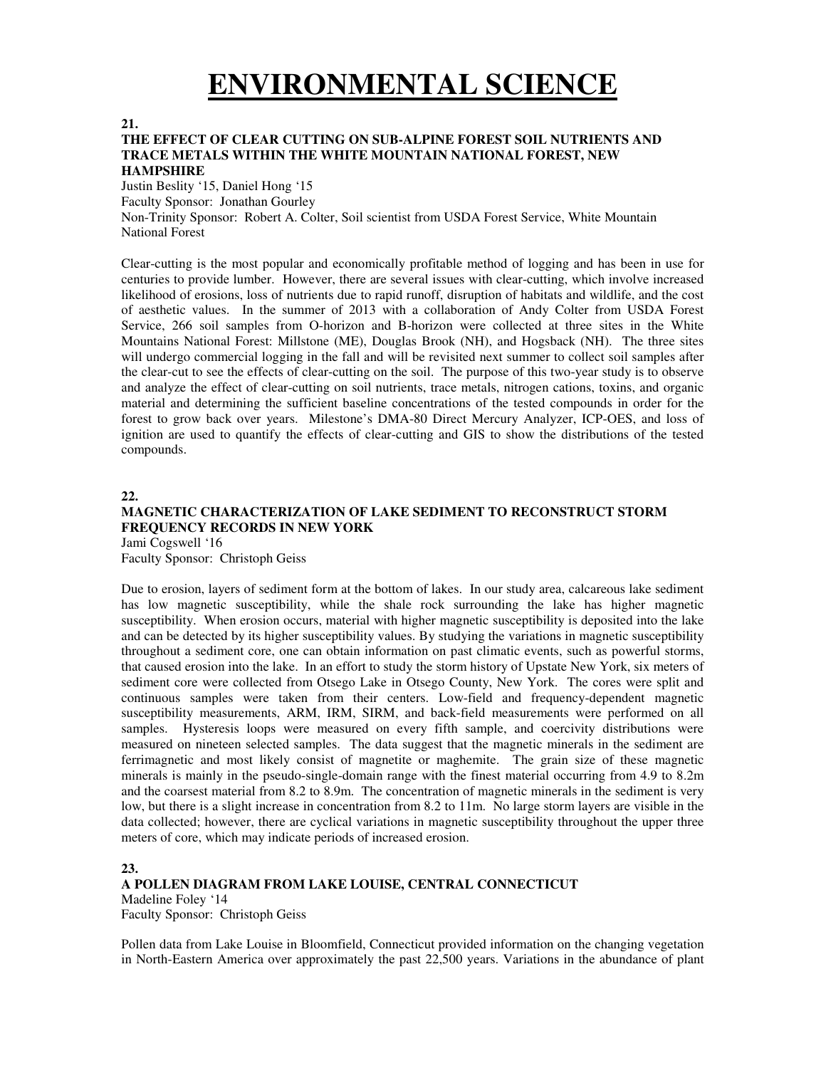# ENVIRONMENTAL SCIENCE

**21.**

**THE EFFECT OF CLEAR CUTTING ON SUB-ALPINE FOREST SOIL NUTRIENTS AND TRACE METALS WITHIN THE WHITE MOUNTAIN NATIONAL FOREST, NEW HAMPSHIRE**

Justin Beslity '15, Daniel Hong '15
Faculty Sponsor: Jonathan Gourley
Non-Trinity Sponsor: Robert A. Colter, Soil scientist from USDA Forest Service, White Mountain National Forest

Clear-cutting is the most popular and economically profitable method of logging and has been in use for centuries to provide lumber. However, there are several issues with clear-cutting, which involve increased likelihood of erosions, loss of nutrients due to rapid runoff, disruption of habitats and wildlife, and the cost of aesthetic values. In the summer of 2013 with a collaboration of Andy Colter from USDA Forest Service, 266 soil samples from O-horizon and B-horizon were collected at three sites in the White Mountains National Forest: Millstone (ME), Douglas Brook (NH), and Hogsback (NH). The three sites will undergo commercial logging in the fall and will be revisited next summer to collect soil samples after the clear-cut to see the effects of clear-cutting on the soil. The purpose of this two-year study is to observe and analyze the effect of clear-cutting on soil nutrients, trace metals, nitrogen cations, toxins, and organic material and determining the sufficient baseline concentrations of the tested compounds in order for the forest to grow back over years. Milestone's DMA-80 Direct Mercury Analyzer, ICP-OES, and loss of ignition are used to quantify the effects of clear-cutting and GIS to show the distributions of the tested compounds.

**22.**

**MAGNETIC CHARACTERIZATION OF LAKE SEDIMENT TO RECONSTRUCT STORM FREQUENCY RECORDS IN NEW YORK**

Jami Cogswell '16
Faculty Sponsor: Christoph Geiss

Due to erosion, layers of sediment form at the bottom of lakes. In our study area, calcareous lake sediment has low magnetic susceptibility, while the shale rock surrounding the lake has higher magnetic susceptibility. When erosion occurs, material with higher magnetic susceptibility is deposited into the lake and can be detected by its higher susceptibility values. By studying the variations in magnetic susceptibility throughout a sediment core, one can obtain information on past climatic events, such as powerful storms, that caused erosion into the lake. In an effort to study the storm history of Upstate New York, six meters of sediment core were collected from Otsego Lake in Otsego County, New York. The cores were split and continuous samples were taken from their centers. Low-field and frequency-dependent magnetic susceptibility measurements, ARM, IRM, SIRM, and back-field measurements were performed on all samples. Hysteresis loops were measured on every fifth sample, and coercivity distributions were measured on nineteen selected samples. The data suggest that the magnetic minerals in the sediment are ferrimagnetic and most likely consist of magnetite or maghemite. The grain size of these magnetic minerals is mainly in the pseudo-single-domain range with the finest material occurring from 4.9 to 8.2m and the coarsest material from 8.2 to 8.9m. The concentration of magnetic minerals in the sediment is very low, but there is a slight increase in concentration from 8.2 to 11m. No large storm layers are visible in the data collected; however, there are cyclical variations in magnetic susceptibility throughout the upper three meters of core, which may indicate periods of increased erosion.

**23.**

**A POLLEN DIAGRAM FROM LAKE LOUISE, CENTRAL CONNECTICUT**

Madeline Foley '14
Faculty Sponsor: Christoph Geiss

Pollen data from Lake Louise in Bloomfield, Connecticut provided information on the changing vegetation in North-Eastern America over approximately the past 22,500 years. Variations in the abundance of plant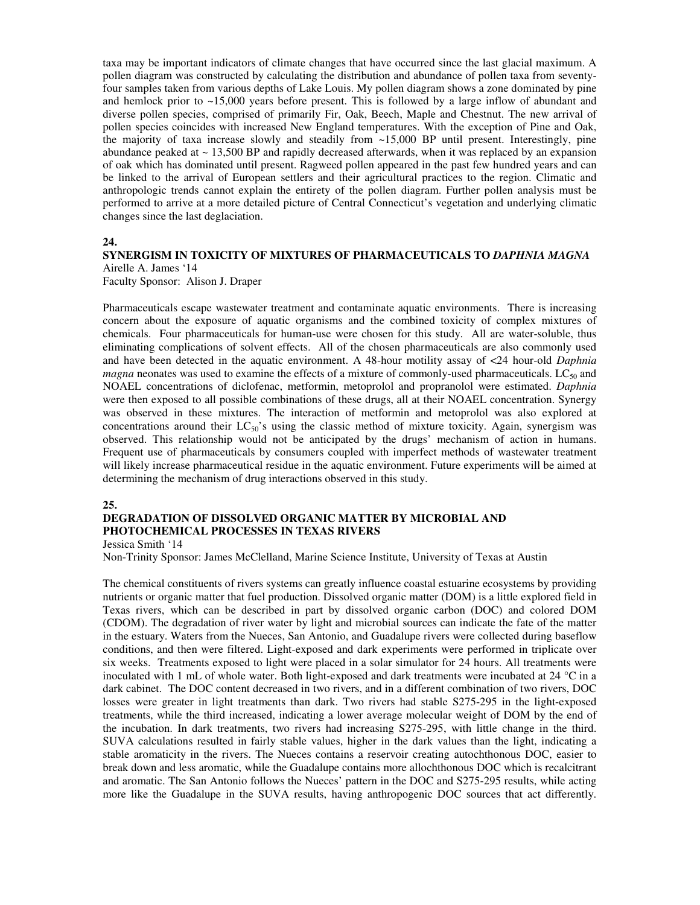taxa may be important indicators of climate changes that have occurred since the last glacial maximum. A pollen diagram was constructed by calculating the distribution and abundance of pollen taxa from seventy-four samples taken from various depths of Lake Louis. My pollen diagram shows a zone dominated by pine and hemlock prior to ~15,000 years before present. This is followed by a large inflow of abundant and diverse pollen species, comprised of primarily Fir, Oak, Beech, Maple and Chestnut. The new arrival of pollen species coincides with increased New England temperatures. With the exception of Pine and Oak, the majority of taxa increase slowly and steadily from ~15,000 BP until present. Interestingly, pine abundance peaked at ~ 13,500 BP and rapidly decreased afterwards, when it was replaced by an expansion of oak which has dominated until present. Ragweed pollen appeared in the past few hundred years and can be linked to the arrival of European settlers and their agricultural practices to the region. Climatic and anthropologic trends cannot explain the entirety of the pollen diagram. Further pollen analysis must be performed to arrive at a more detailed picture of Central Connecticut's vegetation and underlying climatic changes since the last deglaciation.

**24.**

### SYNERGISM IN TOXICITY OF MIXTURES OF PHARMACEUTICALS TO *DAPHNIA MAGNA*

Airelle A. James '14
Faculty Sponsor: Alison J. Draper

Pharmaceuticals escape wastewater treatment and contaminate aquatic environments. There is increasing concern about the exposure of aquatic organisms and the combined toxicity of complex mixtures of chemicals. Four pharmaceuticals for human-use were chosen for this study. All are water-soluble, thus eliminating complications of solvent effects. All of the chosen pharmaceuticals are also commonly used and have been detected in the aquatic environment. A 48-hour motility assay of <24 hour-old *Daphnia magna* neonates was used to examine the effects of a mixture of commonly-used pharmaceuticals. $LC_{50}$ and NOAEL concentrations of diclofenac, metformin, metoprolol and propranolol were estimated. *Daphnia* were then exposed to all possible combinations of these drugs, all at their NOAEL concentration. Synergy was observed in these mixtures. The interaction of metformin and metoprolol was also explored at concentrations around their $LC_{50}$'s using the classic method of mixture toxicity. Again, synergism was observed. This relationship would not be anticipated by the drugs' mechanism of action in humans. Frequent use of pharmaceuticals by consumers coupled with imperfect methods of wastewater treatment will likely increase pharmaceutical residue in the aquatic environment. Future experiments will be aimed at determining the mechanism of drug interactions observed in this study.

**25.**

### DEGRADATION OF DISSOLVED ORGANIC MATTER BY MICROBIAL AND PHOTOCHEMICAL PROCESSES IN TEXAS RIVERS

Jessica Smith '14
Non-Trinity Sponsor: James McClelland, Marine Science Institute, University of Texas at Austin

The chemical constituents of rivers systems can greatly influence coastal estuarine ecosystems by providing nutrients or organic matter that fuel production. Dissolved organic matter (DOM) is a little explored field in Texas rivers, which can be described in part by dissolved organic carbon (DOC) and colored DOM (CDOM). The degradation of river water by light and microbial sources can indicate the fate of the matter in the estuary. Waters from the Nueces, San Antonio, and Guadalupe rivers were collected during baseflow conditions, and then were filtered. Light-exposed and dark experiments were performed in triplicate over six weeks. Treatments exposed to light were placed in a solar simulator for 24 hours. All treatments were inoculated with 1 mL of whole water. Both light-exposed and dark treatments were incubated at 24 °C in a dark cabinet. The DOC content decreased in two rivers, and in a different combination of two rivers, DOC losses were greater in light treatments than dark. Two rivers had stable S275-295 in the light-exposed treatments, while the third increased, indicating a lower average molecular weight of DOM by the end of the incubation. In dark treatments, two rivers had increasing S275-295, with little change in the third. SUVA calculations resulted in fairly stable values, higher in the dark values than the light, indicating a stable aromaticity in the rivers. The Nueces contains a reservoir creating autochthonous DOC, easier to break down and less aromatic, while the Guadalupe contains more allochthonous DOC which is recalcitrant and aromatic. The San Antonio follows the Nueces' pattern in the DOC and S275-295 results, while acting more like the Guadalupe in the SUVA results, having anthropogenic DOC sources that act differently.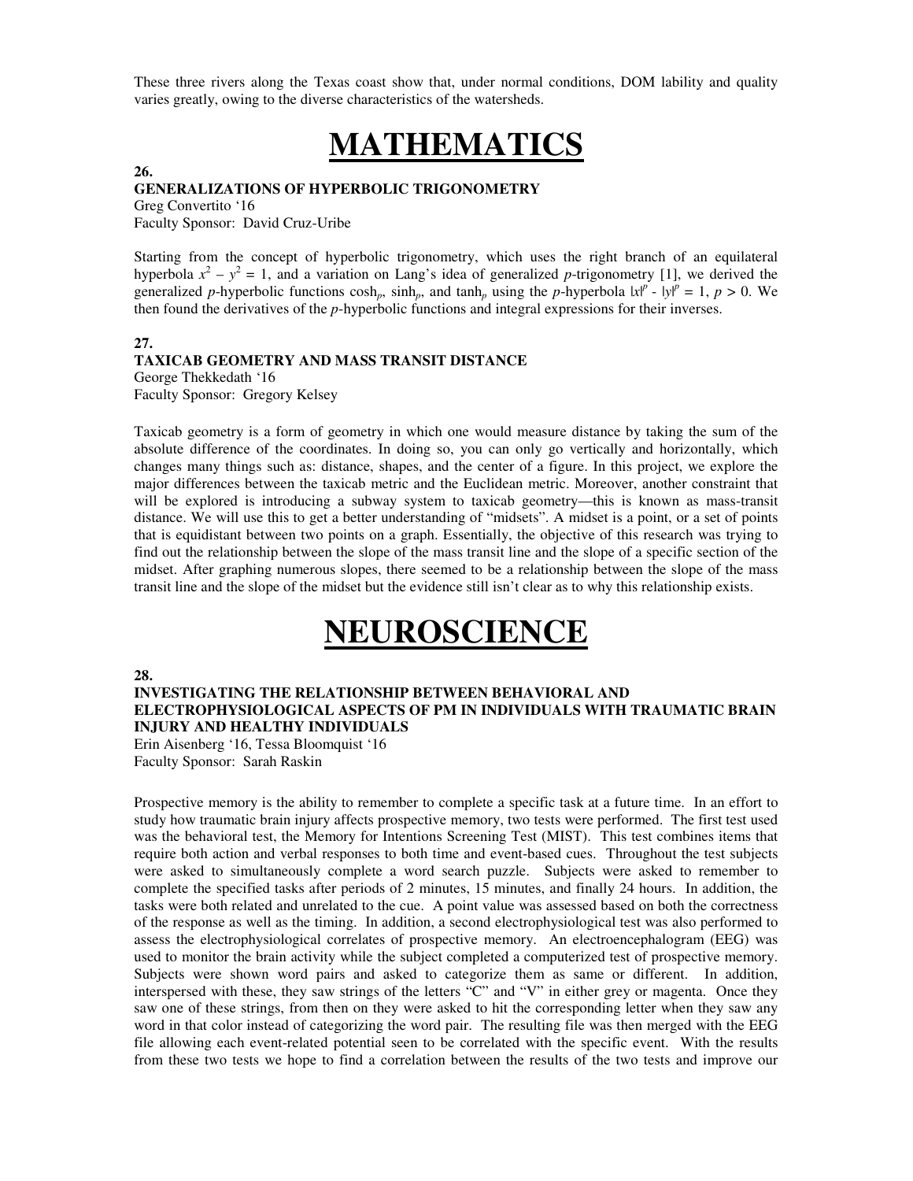These three rivers along the Texas coast show that, under normal conditions, DOM lability and quality varies greatly, owing to the diverse characteristics of the watersheds.

# MATHEMATICS

**26.**

**GENERALIZATIONS OF HYPERBOLIC TRIGONOMETRY**

Greg Convertito '16

Faculty Sponsor: David Cruz-Uribe

Starting from the concept of hyperbolic trigonometry, which uses the right branch of an equilateral hyperbola $x^2 - y^2 = 1$, and a variation on Lang's idea of generalized *p*-trigonometry [1], we derived the generalized *p*-hyperbolic functions $\cosh_p$, $\sinh_p$, and $\tanh_p$ using the *p*-hyperbola $|x|^p - |y|^p = 1$, $p > 0$. We then found the derivatives of the *p*-hyperbolic functions and integral expressions for their inverses.

**27.**

**TAXICAB GEOMETRY AND MASS TRANSIT DISTANCE**

George Thekkedath '16

Faculty Sponsor: Gregory Kelsey

Taxicab geometry is a form of geometry in which one would measure distance by taking the sum of the absolute difference of the coordinates. In doing so, you can only go vertically and horizontally, which changes many things such as: distance, shapes, and the center of a figure. In this project, we explore the major differences between the taxicab metric and the Euclidean metric. Moreover, another constraint that will be explored is introducing a subway system to taxicab geometry—this is known as mass-transit distance. We will use this to get a better understanding of "midsets". A midset is a point, or a set of points that is equidistant between two points on a graph. Essentially, the objective of this research was trying to find out the relationship between the slope of the mass transit line and the slope of a specific section of the midset. After graphing numerous slopes, there seemed to be a relationship between the slope of the mass transit line and the slope of the midset but the evidence still isn't clear as to why this relationship exists.

# NEUROSCIENCE

**28.**

**INVESTIGATING THE RELATIONSHIP BETWEEN BEHAVIORAL AND ELECTROPHYSIOLOGICAL ASPECTS OF PM IN INDIVIDUALS WITH TRAUMATIC BRAIN INJURY AND HEALTHY INDIVIDUALS**

Erin Aisenberg '16, Tessa Bloomquist '16

Faculty Sponsor: Sarah Raskin

Prospective memory is the ability to remember to complete a specific task at a future time. In an effort to study how traumatic brain injury affects prospective memory, two tests were performed. The first test used was the behavioral test, the Memory for Intentions Screening Test (MIST). This test combines items that require both action and verbal responses to both time and event-based cues. Throughout the test subjects were asked to simultaneously complete a word search puzzle. Subjects were asked to remember to complete the specified tasks after periods of 2 minutes, 15 minutes, and finally 24 hours. In addition, the tasks were both related and unrelated to the cue. A point value was assessed based on both the correctness of the response as well as the timing. In addition, a second electrophysiological test was also performed to assess the electrophysiological correlates of prospective memory. An electroencephalogram (EEG) was used to monitor the brain activity while the subject completed a computerized test of prospective memory. Subjects were shown word pairs and asked to categorize them as same or different. In addition, interspersed with these, they saw strings of the letters "C" and "V" in either grey or magenta. Once they saw one of these strings, from then on they were asked to hit the corresponding letter when they saw any word in that color instead of categorizing the word pair. The resulting file was then merged with the EEG file allowing each event-related potential seen to be correlated with the specific event. With the results from these two tests we hope to find a correlation between the results of the two tests and improve our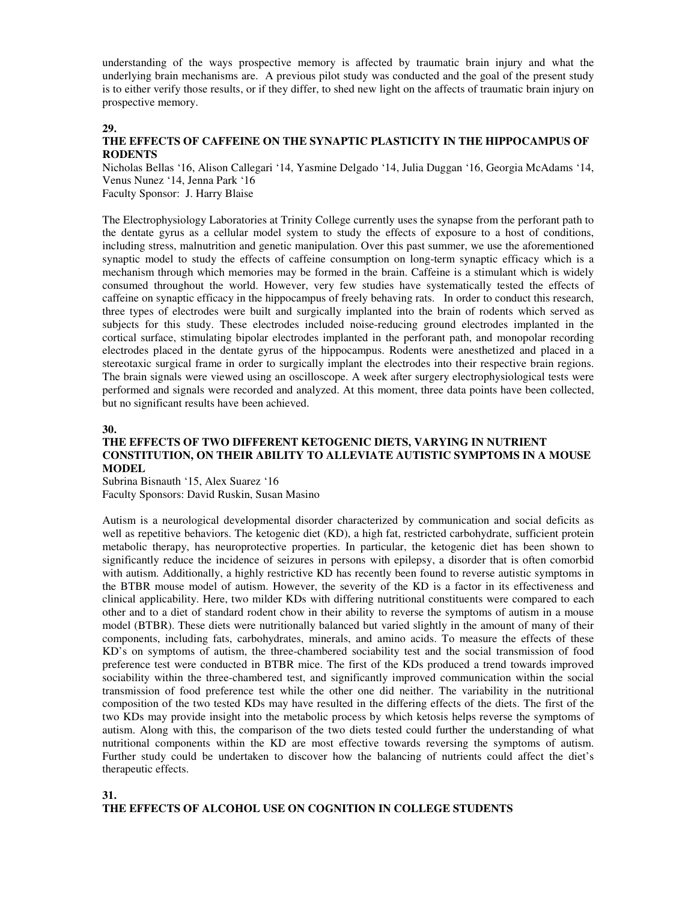understanding of the ways prospective memory is affected by traumatic brain injury and what the underlying brain mechanisms are. A previous pilot study was conducted and the goal of the present study is to either verify those results, or if they differ, to shed new light on the affects of traumatic brain injury on prospective memory.

**29.**

### THE EFFECTS OF CAFFEINE ON THE SYNAPTIC PLASTICITY IN THE HIPPOCAMPUS OF RODENTS

Nicholas Bellas '16, Alison Callegari '14, Yasmine Delgado '14, Julia Duggan '16, Georgia McAdams '14, Venus Nunez '14, Jenna Park '16
Faculty Sponsor: J. Harry Blaise

The Electrophysiology Laboratories at Trinity College currently uses the synapse from the perforant path to the dentate gyrus as a cellular model system to study the effects of exposure to a host of conditions, including stress, malnutrition and genetic manipulation. Over this past summer, we use the aforementioned synaptic model to study the effects of caffeine consumption on long-term synaptic efficacy which is a mechanism through which memories may be formed in the brain. Caffeine is a stimulant which is widely consumed throughout the world. However, very few studies have systematically tested the effects of caffeine on synaptic efficacy in the hippocampus of freely behaving rats. In order to conduct this research, three types of electrodes were built and surgically implanted into the brain of rodents which served as subjects for this study. These electrodes included noise-reducing ground electrodes implanted in the cortical surface, stimulating bipolar electrodes implanted in the perforant path, and monopolar recording electrodes placed in the dentate gyrus of the hippocampus. Rodents were anesthetized and placed in a stereotaxic surgical frame in order to surgically implant the electrodes into their respective brain regions. The brain signals were viewed using an oscilloscope. A week after surgery electrophysiological tests were performed and signals were recorded and analyzed. At this moment, three data points have been collected, but no significant results have been achieved.

**30.**

### THE EFFECTS OF TWO DIFFERENT KETOGENIC DIETS, VARYING IN NUTRIENT CONSTITUTION, ON THEIR ABILITY TO ALLEVIATE AUTISTIC SYMPTOMS IN A MOUSE MODEL

Subrina Bisnauth '15, Alex Suarez '16
Faculty Sponsors: David Ruskin, Susan Masino

Autism is a neurological developmental disorder characterized by communication and social deficits as well as repetitive behaviors. The ketogenic diet (KD), a high fat, restricted carbohydrate, sufficient protein metabolic therapy, has neuroprotective properties. In particular, the ketogenic diet has been shown to significantly reduce the incidence of seizures in persons with epilepsy, a disorder that is often comorbid with autism. Additionally, a highly restrictive KD has recently been found to reverse autistic symptoms in the BTBR mouse model of autism. However, the severity of the KD is a factor in its effectiveness and clinical applicability. Here, two milder KDs with differing nutritional constituents were compared to each other and to a diet of standard rodent chow in their ability to reverse the symptoms of autism in a mouse model (BTBR). These diets were nutritionally balanced but varied slightly in the amount of many of their components, including fats, carbohydrates, minerals, and amino acids. To measure the effects of these KD's on symptoms of autism, the three-chambered sociability test and the social transmission of food preference test were conducted in BTBR mice. The first of the KDs produced a trend towards improved sociability within the three-chambered test, and significantly improved communication within the social transmission of food preference test while the other one did neither. The variability in the nutritional composition of the two tested KDs may have resulted in the differing effects of the diets. The first of the two KDs may provide insight into the metabolic process by which ketosis helps reverse the symptoms of autism. Along with this, the comparison of the two diets tested could further the understanding of what nutritional components within the KD are most effective towards reversing the symptoms of autism. Further study could be undertaken to discover how the balancing of nutrients could affect the diet's therapeutic effects.

**31.**

### THE EFFECTS OF ALCOHOL USE ON COGNITION IN COLLEGE STUDENTS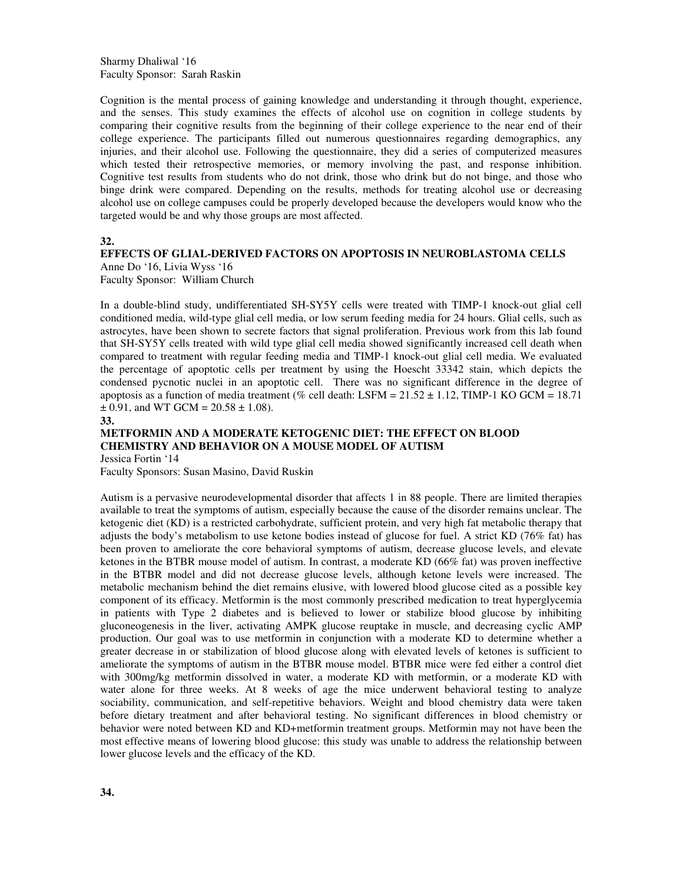Sharmy Dhaliwal '16
Faculty Sponsor: Sarah Raskin

Cognition is the mental process of gaining knowledge and understanding it through thought, experience, and the senses. This study examines the effects of alcohol use on cognition in college students by comparing their cognitive results from the beginning of their college experience to the near end of their college experience. The participants filled out numerous questionnaires regarding demographics, any injuries, and their alcohol use. Following the questionnaire, they did a series of computerized measures which tested their retrospective memories, or memory involving the past, and response inhibition. Cognitive test results from students who do not drink, those who drink but do not binge, and those who binge drink were compared. Depending on the results, methods for treating alcohol use or decreasing alcohol use on college campuses could be properly developed because the developers would know who the targeted would be and why those groups are most affected.

**32.**

**EFFECTS OF GLIAL-DERIVED FACTORS ON APOPTOSIS IN NEUROBLASTOMA CELLS**

Anne Do '16, Livia Wyss '16
Faculty Sponsor: William Church

In a double-blind study, undifferentiated SH-SY5Y cells were treated with TIMP-1 knock-out glial cell conditioned media, wild-type glial cell media, or low serum feeding media for 24 hours. Glial cells, such as astrocytes, have been shown to secrete factors that signal proliferation. Previous work from this lab found that SH-SY5Y cells treated with wild type glial cell media showed significantly increased cell death when compared to treatment with regular feeding media and TIMP-1 knock-out glial cell media. We evaluated the percentage of apoptotic cells per treatment by using the Hoescht 33342 stain, which depicts the condensed pycnotic nuclei in an apoptotic cell. There was no significant difference in the degree of apoptosis as a function of media treatment (% cell death: LSFM = $21.52 \pm 1.12$, TIMP-1 KO GCM = $18.71 \pm 0.91$, and WT GCM = $20.58 \pm 1.08$).

**33.**

**METFORMIN AND A MODERATE KETOGENIC DIET: THE EFFECT ON BLOOD CHEMISTRY AND BEHAVIOR ON A MOUSE MODEL OF AUTISM**

Jessica Fortin '14
Faculty Sponsors: Susan Masino, David Ruskin

Autism is a pervasive neurodevelopmental disorder that affects 1 in 88 people. There are limited therapies available to treat the symptoms of autism, especially because the cause of the disorder remains unclear. The ketogenic diet (KD) is a restricted carbohydrate, sufficient protein, and very high fat metabolic therapy that adjusts the body's metabolism to use ketone bodies instead of glucose for fuel. A strict KD (76% fat) has been proven to ameliorate the core behavioral symptoms of autism, decrease glucose levels, and elevate ketones in the BTBR mouse model of autism. In contrast, a moderate KD (66% fat) was proven ineffective in the BTBR model and did not decrease glucose levels, although ketone levels were increased. The metabolic mechanism behind the diet remains elusive, with lowered blood glucose cited as a possible key component of its efficacy. Metformin is the most commonly prescribed medication to treat hyperglycemia in patients with Type 2 diabetes and is believed to lower or stabilize blood glucose by inhibiting gluconeogenesis in the liver, activating AMPK glucose reuptake in muscle, and decreasing cyclic AMP production. Our goal was to use metformin in conjunction with a moderate KD to determine whether a greater decrease in or stabilization of blood glucose along with elevated levels of ketones is sufficient to ameliorate the symptoms of autism in the BTBR mouse model. BTBR mice were fed either a control diet with 300mg/kg metformin dissolved in water, a moderate KD with metformin, or a moderate KD with water alone for three weeks. At 8 weeks of age the mice underwent behavioral testing to analyze sociability, communication, and self-repetitive behaviors. Weight and blood chemistry data were taken before dietary treatment and after behavioral testing. No significant differences in blood chemistry or behavior were noted between KD and KD+metformin treatment groups. Metformin may not have been the most effective means of lowering blood glucose: this study was unable to address the relationship between lower glucose levels and the efficacy of the KD.

**34.**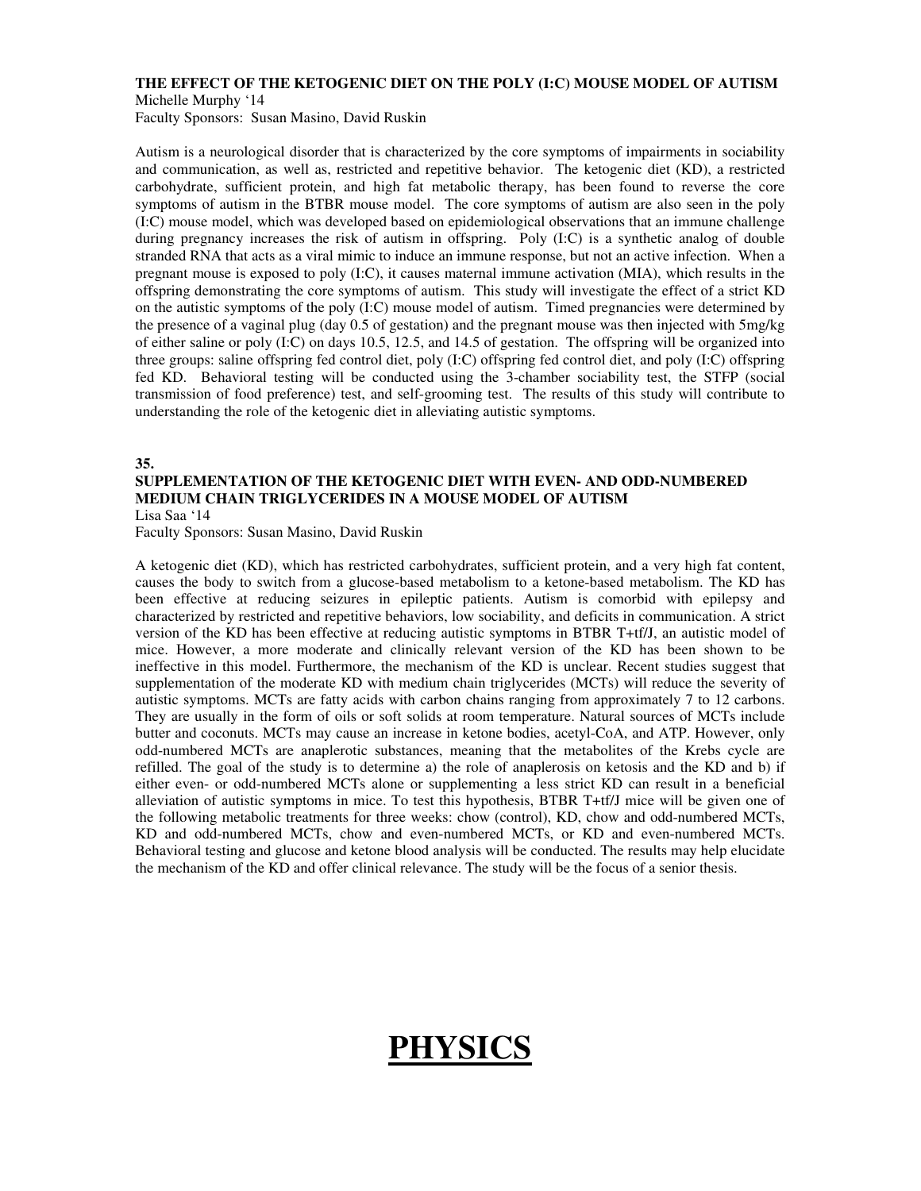### THE EFFECT OF THE KETOGENIC DIET ON THE POLY (I:C) MOUSE MODEL OF AUTISM

Michelle Murphy '14
Faculty Sponsors: Susan Masino, David Ruskin

Autism is a neurological disorder that is characterized by the core symptoms of impairments in sociability and communication, as well as, restricted and repetitive behavior. The ketogenic diet (KD), a restricted carbohydrate, sufficient protein, and high fat metabolic therapy, has been found to reverse the core symptoms of autism in the BTBR mouse model. The core symptoms of autism are also seen in the poly (I:C) mouse model, which was developed based on epidemiological observations that an immune challenge during pregnancy increases the risk of autism in offspring. Poly (I:C) is a synthetic analog of double stranded RNA that acts as a viral mimic to induce an immune response, but not an active infection. When a pregnant mouse is exposed to poly (I:C), it causes maternal immune activation (MIA), which results in the offspring demonstrating the core symptoms of autism. This study will investigate the effect of a strict KD on the autistic symptoms of the poly (I:C) mouse model of autism. Timed pregnancies were determined by the presence of a vaginal plug (day 0.5 of gestation) and the pregnant mouse was then injected with 5mg/kg of either saline or poly (I:C) on days 10.5, 12.5, and 14.5 of gestation. The offspring will be organized into three groups: saline offspring fed control diet, poly (I:C) offspring fed control diet, and poly (I:C) offspring fed KD. Behavioral testing will be conducted using the 3-chamber sociability test, the STFP (social transmission of food preference) test, and self-grooming test. The results of this study will contribute to understanding the role of the ketogenic diet in alleviating autistic symptoms.

**35.**

### SUPPLEMENTATION OF THE KETOGENIC DIET WITH EVEN- AND ODD-NUMBERED MEDIUM CHAIN TRIGLYCERIDES IN A MOUSE MODEL OF AUTISM

Lisa Saa '14
Faculty Sponsors: Susan Masino, David Ruskin

A ketogenic diet (KD), which has restricted carbohydrates, sufficient protein, and a very high fat content, causes the body to switch from a glucose-based metabolism to a ketone-based metabolism. The KD has been effective at reducing seizures in epileptic patients. Autism is comorbid with epilepsy and characterized by restricted and repetitive behaviors, low sociability, and deficits in communication. A strict version of the KD has been effective at reducing autistic symptoms in BTBR T+tf/J, an autistic model of mice. However, a more moderate and clinically relevant version of the KD has been shown to be ineffective in this model. Furthermore, the mechanism of the KD is unclear. Recent studies suggest that supplementation of the moderate KD with medium chain triglycerides (MCTs) will reduce the severity of autistic symptoms. MCTs are fatty acids with carbon chains ranging from approximately 7 to 12 carbons. They are usually in the form of oils or soft solids at room temperature. Natural sources of MCTs include butter and coconuts. MCTs may cause an increase in ketone bodies, acetyl-CoA, and ATP. However, only odd-numbered MCTs are anaplerotic substances, meaning that the metabolites of the Krebs cycle are refilled. The goal of the study is to determine a) the role of anaplerosis on ketosis and the KD and b) if either even- or odd-numbered MCTs alone or supplementing a less strict KD can result in a beneficial alleviation of autistic symptoms in mice. To test this hypothesis, BTBR T+tf/J mice will be given one of the following metabolic treatments for three weeks: chow (control), KD, chow and odd-numbered MCTs, KD and odd-numbered MCTs, chow and even-numbered MCTs, or KD and even-numbered MCTs. Behavioral testing and glucose and ketone blood analysis will be conducted. The results may help elucidate the mechanism of the KD and offer clinical relevance. The study will be the focus of a senior thesis.

# PHYSICS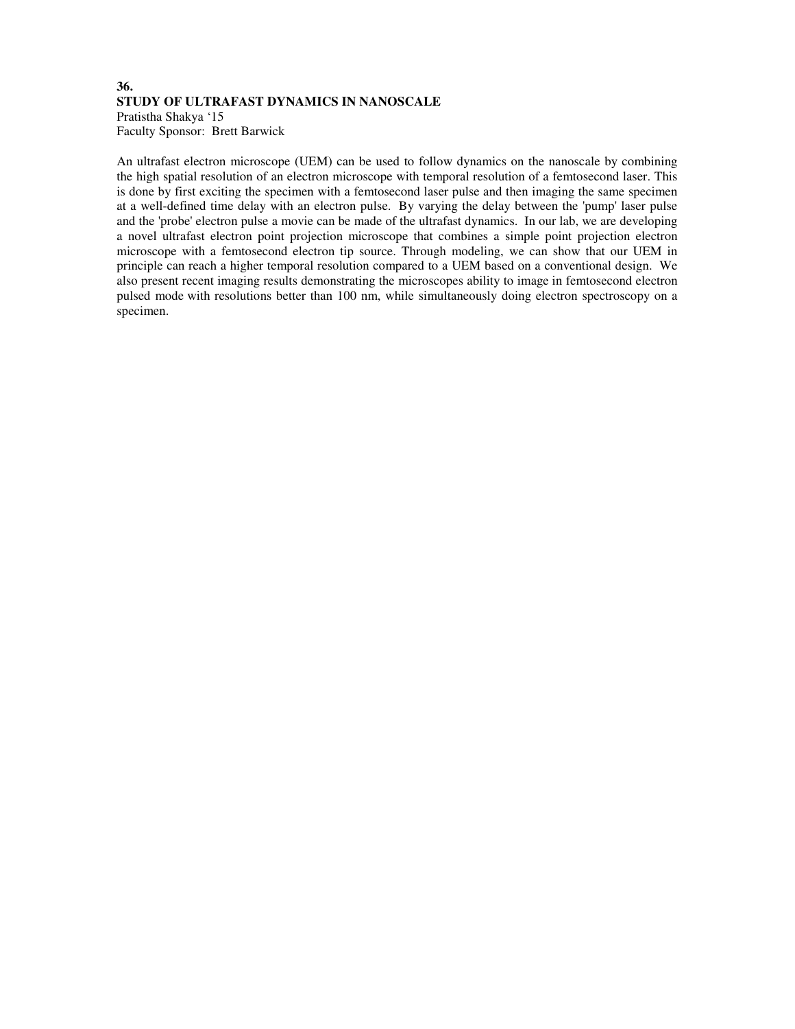**36.**
**STUDY OF ULTRAFAST DYNAMICS IN NANOSCALE**
Pratistha Shakya '15
Faculty Sponsor: Brett Barwick

An ultrafast electron microscope (UEM) can be used to follow dynamics on the nanoscale by combining the high spatial resolution of an electron microscope with temporal resolution of a femtosecond laser. This is done by first exciting the specimen with a femtosecond laser pulse and then imaging the same specimen at a well-defined time delay with an electron pulse. By varying the delay between the 'pump' laser pulse and the 'probe' electron pulse a movie can be made of the ultrafast dynamics. In our lab, we are developing a novel ultrafast electron point projection microscope that combines a simple point projection electron microscope with a femtosecond electron tip source. Through modeling, we can show that our UEM in principle can reach a higher temporal resolution compared to a UEM based on a conventional design. We also present recent imaging results demonstrating the microscopes ability to image in femtosecond electron pulsed mode with resolutions better than 100 nm, while simultaneously doing electron spectroscopy on a specimen.